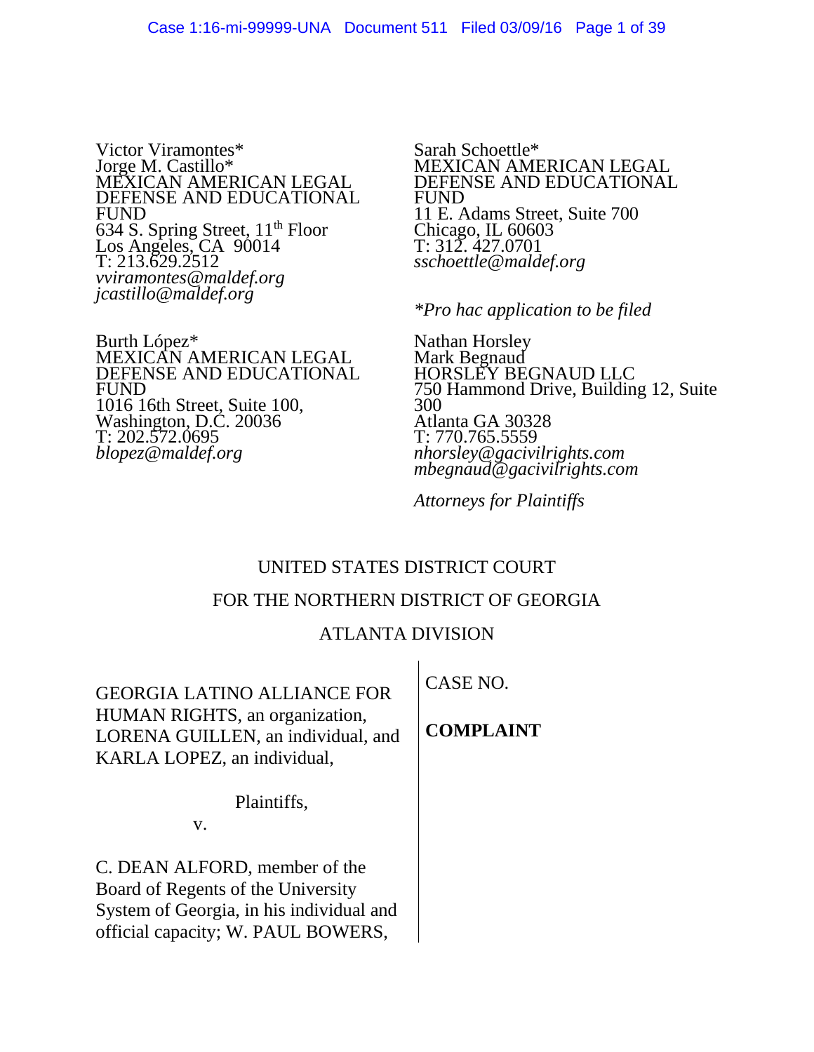Victor Viramontes*
Jorge M. Castillo*
MEXICAN AMERICAN LEGAL DEFENSE AND EDUCATIONAL FUND
634 S. Spring Street, 11th Floor
Los Angeles, CA 90014
T: 213.629.2512
*vviramontes@maldef.org*
*jcastillo@maldef.org*

Burth López*
MEXICAN AMERICAN LEGAL DEFENSE AND EDUCATIONAL FUND
1016 16th Street, Suite 100,
Washington, D.C. 20036
T: 202.572.0695
*blopez@maldef.org*

Sarah Schoettle*
MEXICAN AMERICAN LEGAL DEFENSE AND EDUCATIONAL FUND
11 E. Adams Street, Suite 700
Chicago, IL 60603
T: 312. 427.0701
*sschoettle@maldef.org*

**Pro hac application to be filed*

Nathan Horsley
Mark Begnaud
HORSLEY BEGNAUD LLC
750 Hammond Drive, Building 12, Suite 300
Atlanta GA 30328
T: 770.765.5559
*nhorsley@gacivilrights.com*
*mbegnaud@gacivilrights.com*

*Attorneys for Plaintiffs*

UNITED STATES DISTRICT COURT

FOR THE NORTHERN DISTRICT OF GEORGIA

ATLANTA DIVISION

GEORGIA LATINO ALLIANCE FOR HUMAN RIGHTS, an organization, LORENA GUILLEN, an individual, and KARLA LOPEZ, an individual,

Plaintiffs,

v.

C. DEAN ALFORD, member of the Board of Regents of the University System of Georgia, in his individual and official capacity; W. PAUL BOWERS,

CASE NO.

**COMPLAINT**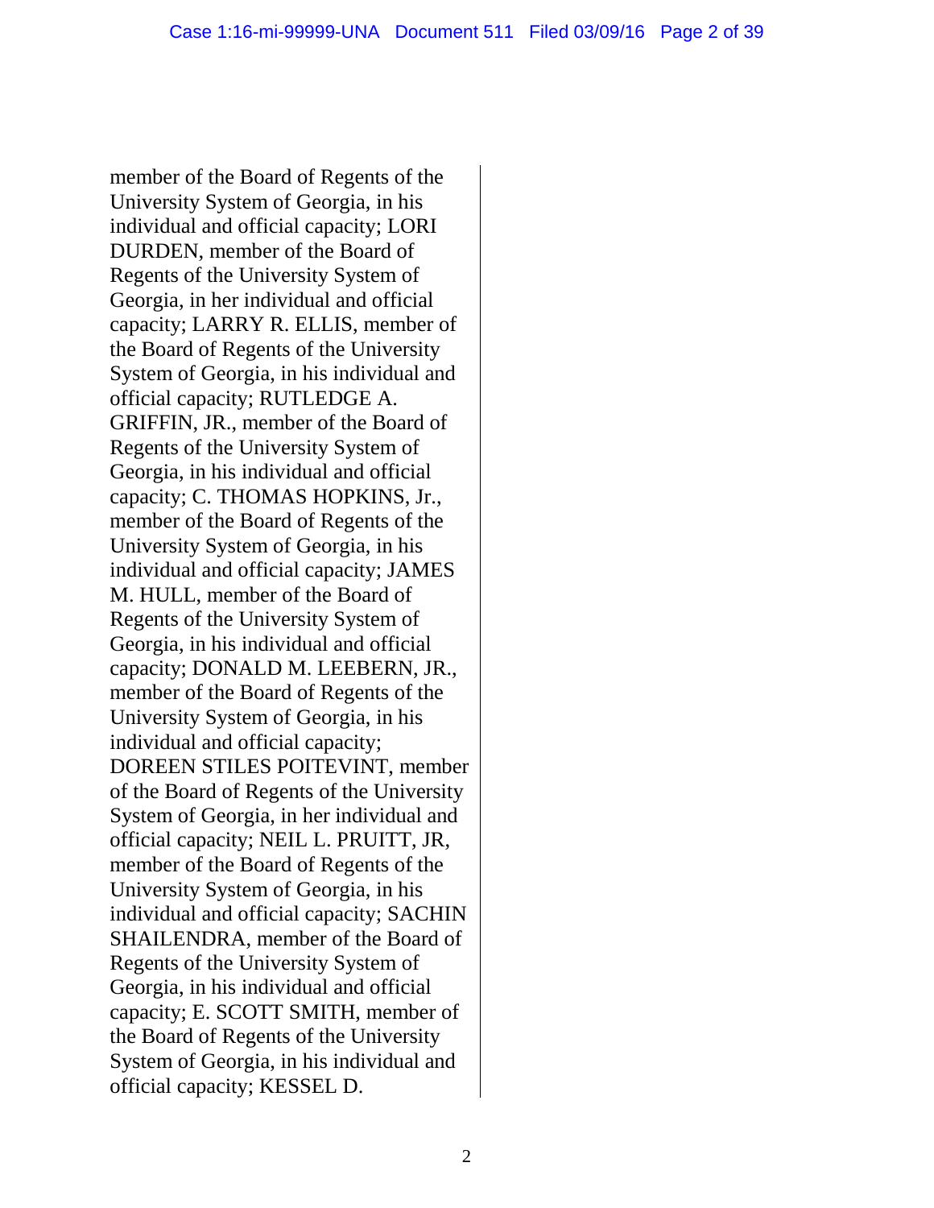member of the Board of Regents of the University System of Georgia, in his individual and official capacity; LORI DURDEN, member of the Board of Regents of the University System of Georgia, in her individual and official capacity; LARRY R. ELLIS, member of the Board of Regents of the University System of Georgia, in his individual and official capacity; RUTLEDGE A. GRIFFIN, JR., member of the Board of Regents of the University System of Georgia, in his individual and official capacity; C. THOMAS HOPKINS, Jr., member of the Board of Regents of the University System of Georgia, in his individual and official capacity; JAMES M. HULL, member of the Board of Regents of the University System of Georgia, in his individual and official capacity; DONALD M. LEEBERN, JR., member of the Board of Regents of the University System of Georgia, in his individual and official capacity; DOREEN STILES POITEVINT, member of the Board of Regents of the University System of Georgia, in her individual and official capacity; NEIL L. PRUITT, JR, member of the Board of Regents of the University System of Georgia, in his individual and official capacity; SACHIN SHAILENDRA, member of the Board of Regents of the University System of Georgia, in his individual and official capacity; E. SCOTT SMITH, member of the Board of Regents of the University System of Georgia, in his individual and official capacity; KESSEL D.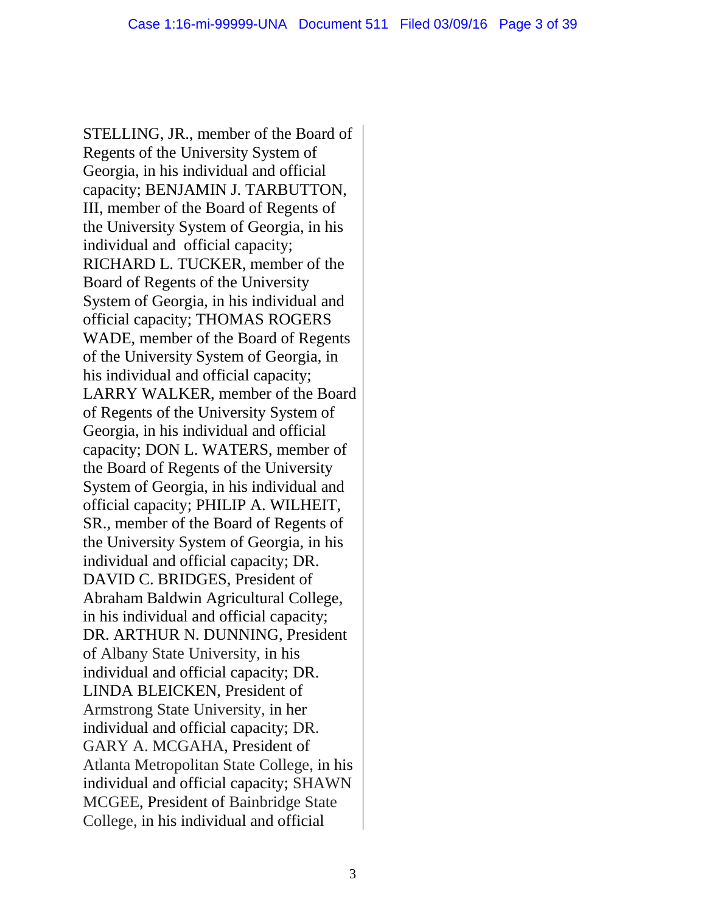STELLING, JR., member of the Board of Regents of the University System of Georgia, in his individual and official capacity; BENJAMIN J. TARBUTTON, III, member of the Board of Regents of the University System of Georgia, in his individual and official capacity; RICHARD L. TUCKER, member of the Board of Regents of the University System of Georgia, in his individual and official capacity; THOMAS ROGERS WADE, member of the Board of Regents of the University System of Georgia, in his individual and official capacity; LARRY WALKER, member of the Board of Regents of the University System of Georgia, in his individual and official capacity; DON L. WATERS, member of the Board of Regents of the University System of Georgia, in his individual and official capacity; PHILIP A. WILHEIT, SR., member of the Board of Regents of the University System of Georgia, in his individual and official capacity; DR. DAVID C. BRIDGES, President of Abraham Baldwin Agricultural College, in his individual and official capacity; DR. ARTHUR N. DUNNING, President of Albany State University, in his individual and official capacity; DR. LINDA BLEICKEN, President of Armstrong State University, in her individual and official capacity; DR. GARY A. MCGAHA, President of Atlanta Metropolitan State College, in his individual and official capacity; SHAWN MCGEE, President of Bainbridge State College, in his individual and official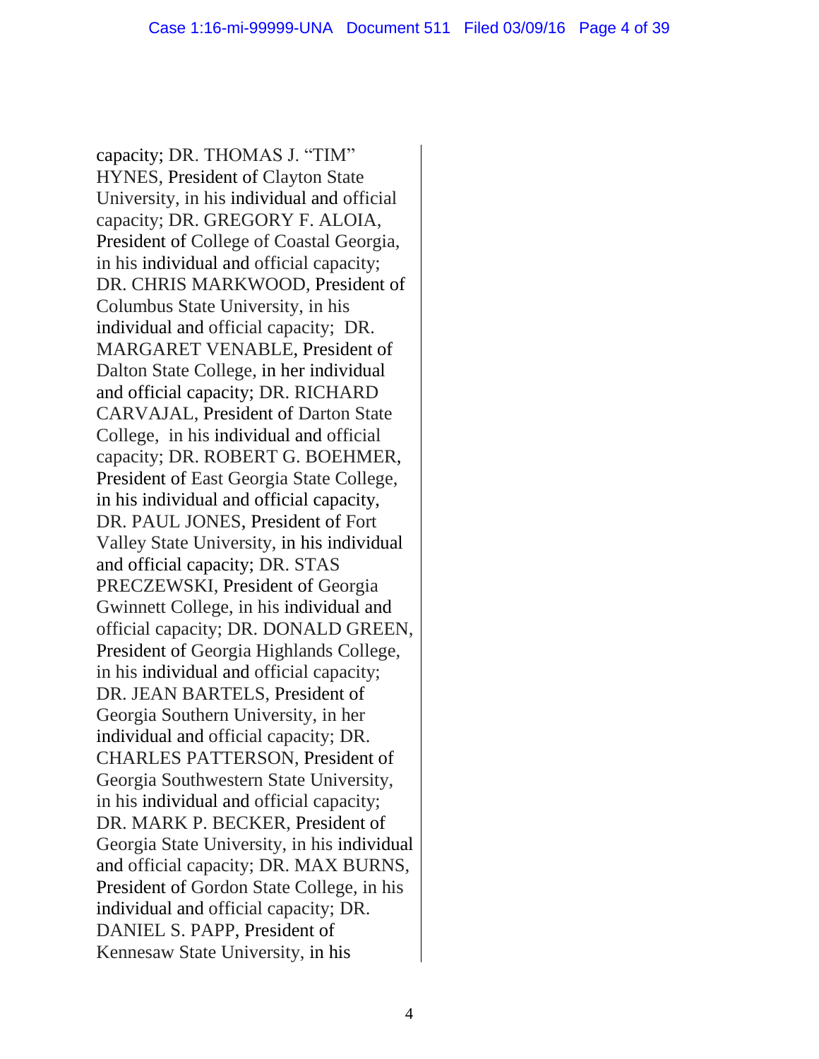capacity; DR. THOMAS J. "TIM" HYNES, President of Clayton State University, in his individual and official capacity; DR. GREGORY F. ALOIA, President of College of Coastal Georgia, in his individual and official capacity; DR. CHRIS MARKWOOD, President of Columbus State University, in his individual and official capacity; DR. MARGARET VENABLE, President of Dalton State College, in her individual and official capacity; DR. RICHARD CARVAJAL, President of Darton State College, in his individual and official capacity; DR. ROBERT G. BOEHMER, President of East Georgia State College, in his individual and official capacity, DR. PAUL JONES, President of Fort Valley State University, in his individual and official capacity; DR. STAS PRECZEWSKI, President of Georgia Gwinnett College, in his individual and official capacity; DR. DONALD GREEN, President of Georgia Highlands College, in his individual and official capacity; DR. JEAN BARTELS, President of Georgia Southern University, in her individual and official capacity; DR. CHARLES PATTERSON, President of Georgia Southwestern State University, in his individual and official capacity; DR. MARK P. BECKER, President of Georgia State University, in his individual and official capacity; DR. MAX BURNS, President of Gordon State College, in his individual and official capacity; DR. DANIEL S. PAPP, President of Kennesaw State University, in his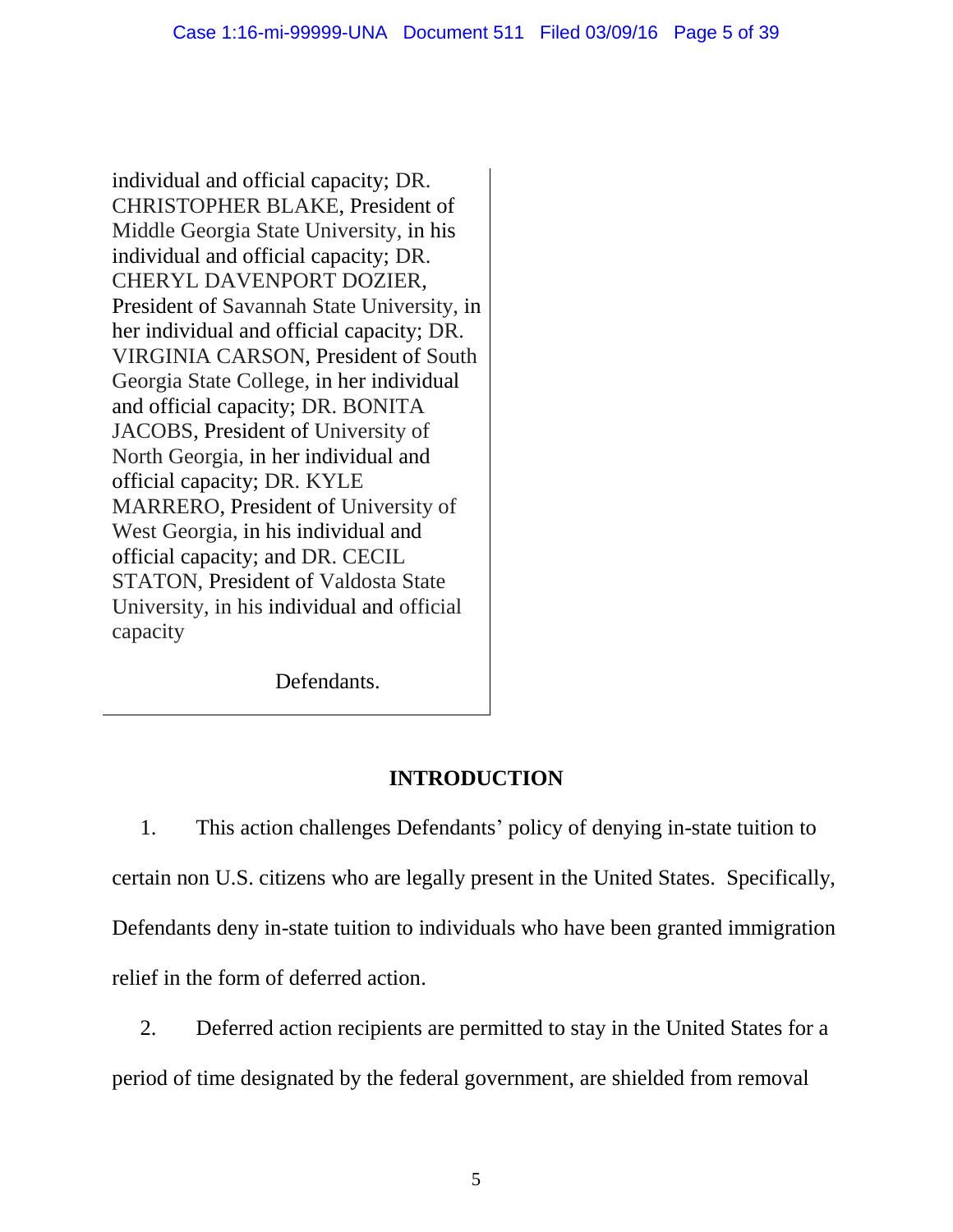individual and official capacity; DR. CHRISTOPHER BLAKE, President of Middle Georgia State University, in his individual and official capacity; DR. CHERYL DAVENPORT DOZIER, President of Savannah State University, in her individual and official capacity; DR. VIRGINIA CARSON, President of South Georgia State College, in her individual and official capacity; DR. BONITA JACOBS, President of University of North Georgia, in her individual and official capacity; DR. KYLE MARRERO, President of University of West Georgia, in his individual and official capacity; and DR. CECIL STATON, President of Valdosta State University, in his individual and official capacity

Defendants.

## INTRODUCTION

1. This action challenges Defendants' policy of denying in-state tuition to certain non U.S. citizens who are legally present in the United States. Specifically, Defendants deny in-state tuition to individuals who have been granted immigration relief in the form of deferred action.

2. Deferred action recipients are permitted to stay in the United States for a period of time designated by the federal government, are shielded from removal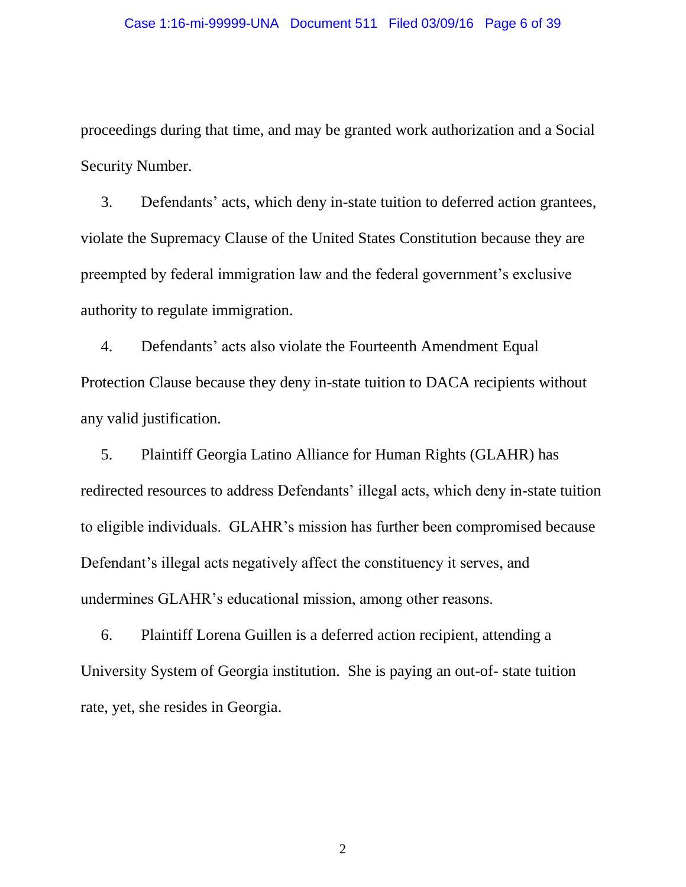proceedings during that time, and may be granted work authorization and a Social Security Number.

3. Defendants' acts, which deny in-state tuition to deferred action grantees, violate the Supremacy Clause of the United States Constitution because they are preempted by federal immigration law and the federal government's exclusive authority to regulate immigration.

4. Defendants' acts also violate the Fourteenth Amendment Equal Protection Clause because they deny in-state tuition to DACA recipients without any valid justification.

5. Plaintiff Georgia Latino Alliance for Human Rights (GLAHR) has redirected resources to address Defendants' illegal acts, which deny in-state tuition to eligible individuals. GLAHR's mission has further been compromised because Defendant's illegal acts negatively affect the constituency it serves, and undermines GLAHR's educational mission, among other reasons.

6. Plaintiff Lorena Guillen is a deferred action recipient, attending a University System of Georgia institution. She is paying an out-of- state tuition rate, yet, she resides in Georgia.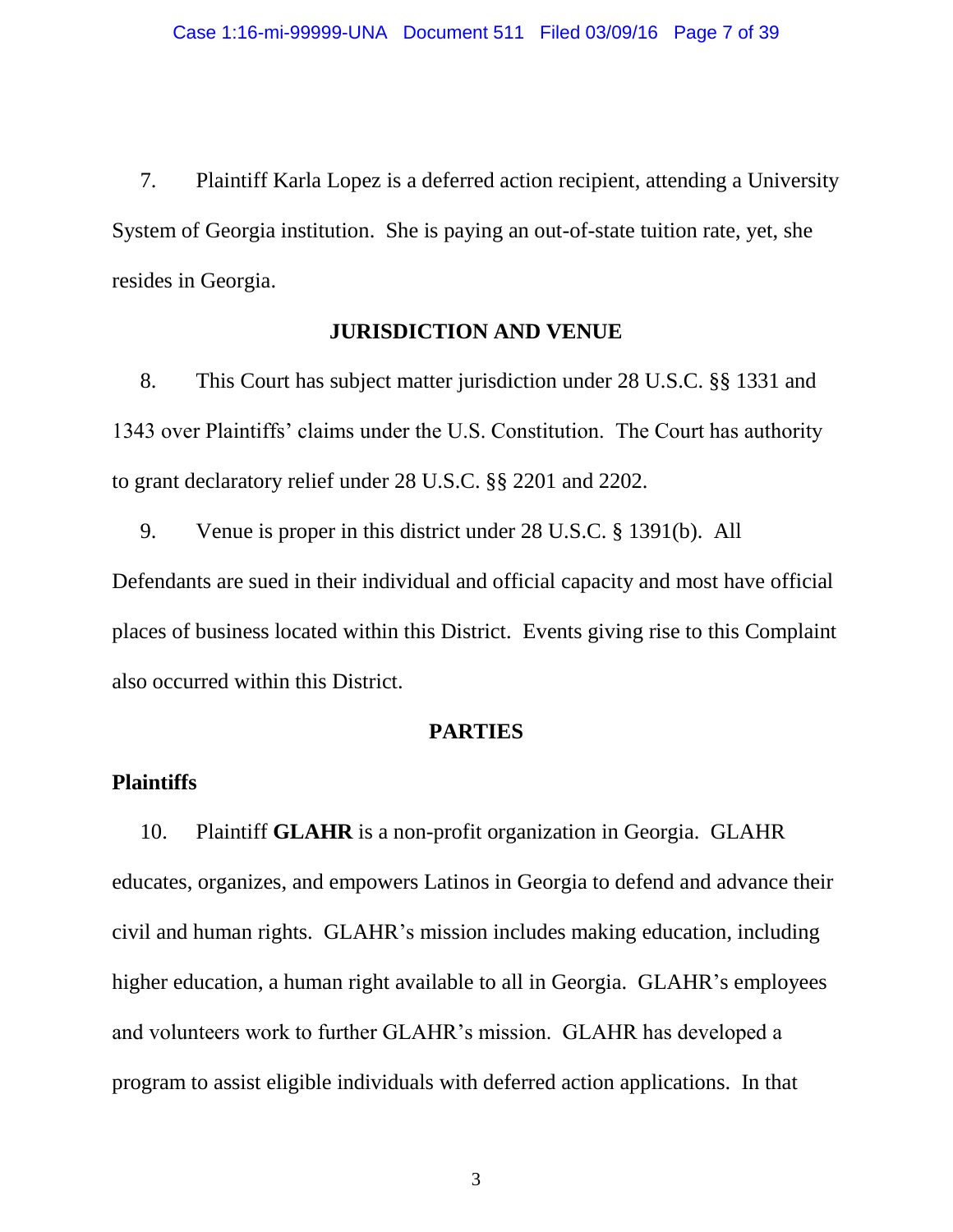7. Plaintiff Karla Lopez is a deferred action recipient, attending a University System of Georgia institution. She is paying an out-of-state tuition rate, yet, she resides in Georgia.

## JURISDICTION AND VENUE

8. This Court has subject matter jurisdiction under 28 U.S.C. §§ 1331 and 1343 over Plaintiffs' claims under the U.S. Constitution. The Court has authority to grant declaratory relief under 28 U.S.C. §§ 2201 and 2202.

9. Venue is proper in this district under 28 U.S.C. § 1391(b). All Defendants are sued in their individual and official capacity and most have official places of business located within this District. Events giving rise to this Complaint also occurred within this District.

## PARTIES

### Plaintiffs

10. Plaintiff **GLAHR** is a non-profit organization in Georgia. GLAHR educates, organizes, and empowers Latinos in Georgia to defend and advance their civil and human rights. GLAHR's mission includes making education, including higher education, a human right available to all in Georgia. GLAHR's employees and volunteers work to further GLAHR's mission. GLAHR has developed a program to assist eligible individuals with deferred action applications. In that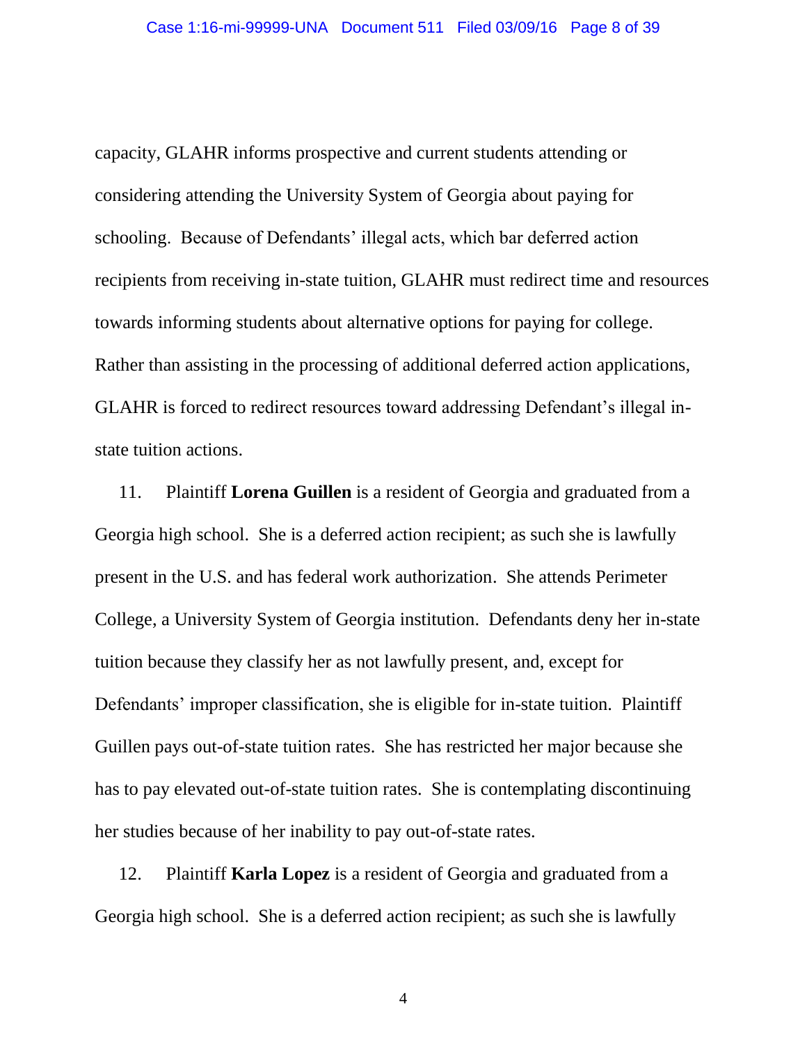capacity, GLAHR informs prospective and current students attending or considering attending the University System of Georgia about paying for schooling. Because of Defendants' illegal acts, which bar deferred action recipients from receiving in-state tuition, GLAHR must redirect time and resources towards informing students about alternative options for paying for college. Rather than assisting in the processing of additional deferred action applications, GLAHR is forced to redirect resources toward addressing Defendant's illegal in-state tuition actions.

11. Plaintiff **Lorena Guillen** is a resident of Georgia and graduated from a Georgia high school. She is a deferred action recipient; as such she is lawfully present in the U.S. and has federal work authorization. She attends Perimeter College, a University System of Georgia institution. Defendants deny her in-state tuition because they classify her as not lawfully present, and, except for Defendants' improper classification, she is eligible for in-state tuition. Plaintiff Guillen pays out-of-state tuition rates. She has restricted her major because she has to pay elevated out-of-state tuition rates. She is contemplating discontinuing her studies because of her inability to pay out-of-state rates.

12. Plaintiff **Karla Lopez** is a resident of Georgia and graduated from a Georgia high school. She is a deferred action recipient; as such she is lawfully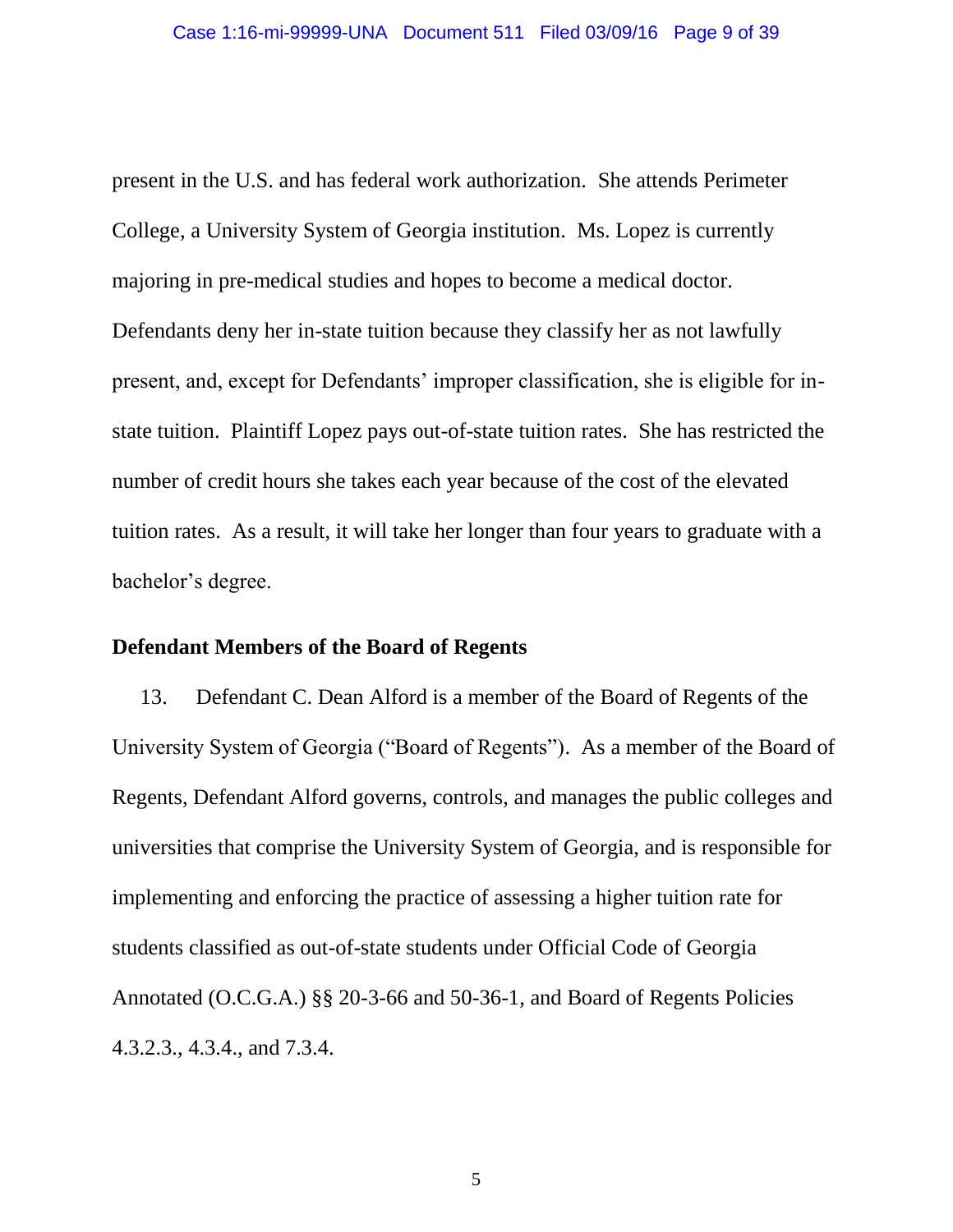present in the U.S. and has federal work authorization. She attends Perimeter College, a University System of Georgia institution. Ms. Lopez is currently majoring in pre-medical studies and hopes to become a medical doctor. Defendants deny her in-state tuition because they classify her as not lawfully present, and, except for Defendants' improper classification, she is eligible for in-state tuition. Plaintiff Lopez pays out-of-state tuition rates. She has restricted the number of credit hours she takes each year because of the cost of the elevated tuition rates. As a result, it will take her longer than four years to graduate with a bachelor's degree.

**Defendant Members of the Board of Regents**

13. Defendant C. Dean Alford is a member of the Board of Regents of the University System of Georgia ("Board of Regents"). As a member of the Board of Regents, Defendant Alford governs, controls, and manages the public colleges and universities that comprise the University System of Georgia, and is responsible for implementing and enforcing the practice of assessing a higher tuition rate for students classified as out-of-state students under Official Code of Georgia Annotated (O.C.G.A.) §§ 20-3-66 and 50-36-1, and Board of Regents Policies 4.3.2.3., 4.3.4., and 7.3.4.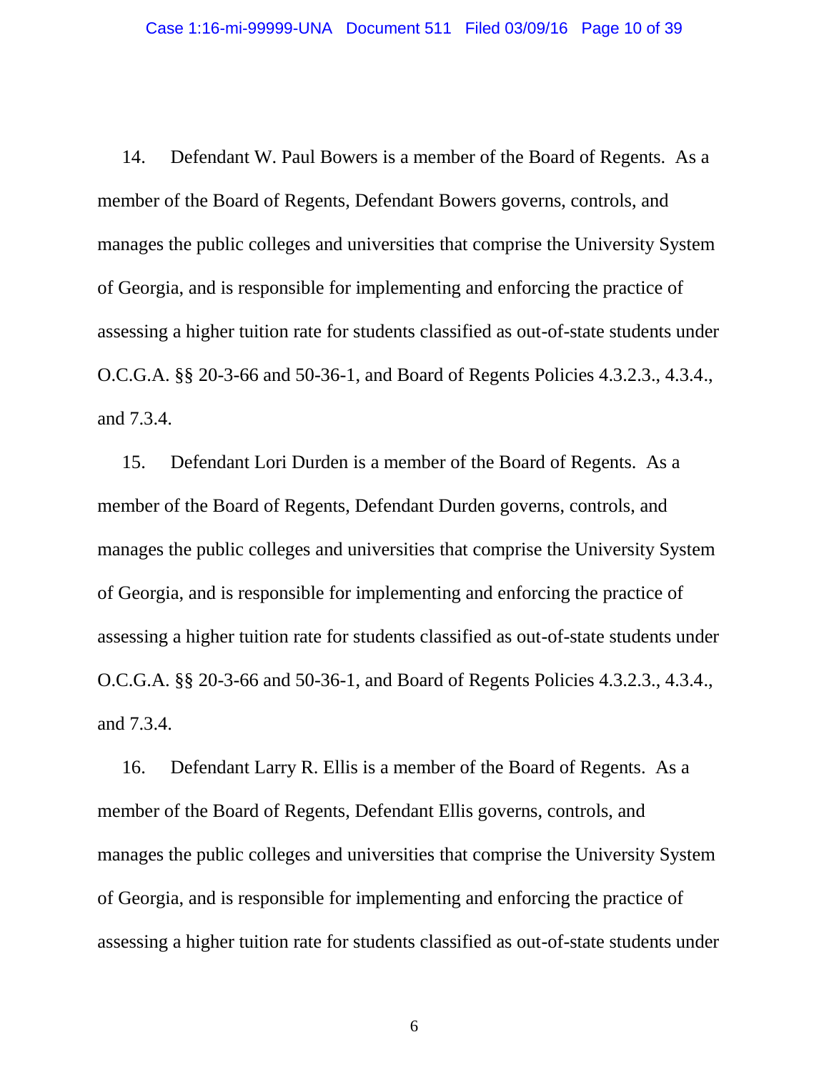14. Defendant W. Paul Bowers is a member of the Board of Regents. As a member of the Board of Regents, Defendant Bowers governs, controls, and manages the public colleges and universities that comprise the University System of Georgia, and is responsible for implementing and enforcing the practice of assessing a higher tuition rate for students classified as out-of-state students under O.C.G.A. §§ 20-3-66 and 50-36-1, and Board of Regents Policies 4.3.2.3., 4.3.4., and 7.3.4.

15. Defendant Lori Durden is a member of the Board of Regents. As a member of the Board of Regents, Defendant Durden governs, controls, and manages the public colleges and universities that comprise the University System of Georgia, and is responsible for implementing and enforcing the practice of assessing a higher tuition rate for students classified as out-of-state students under O.C.G.A. §§ 20-3-66 and 50-36-1, and Board of Regents Policies 4.3.2.3., 4.3.4., and 7.3.4.

16. Defendant Larry R. Ellis is a member of the Board of Regents. As a member of the Board of Regents, Defendant Ellis governs, controls, and manages the public colleges and universities that comprise the University System of Georgia, and is responsible for implementing and enforcing the practice of assessing a higher tuition rate for students classified as out-of-state students under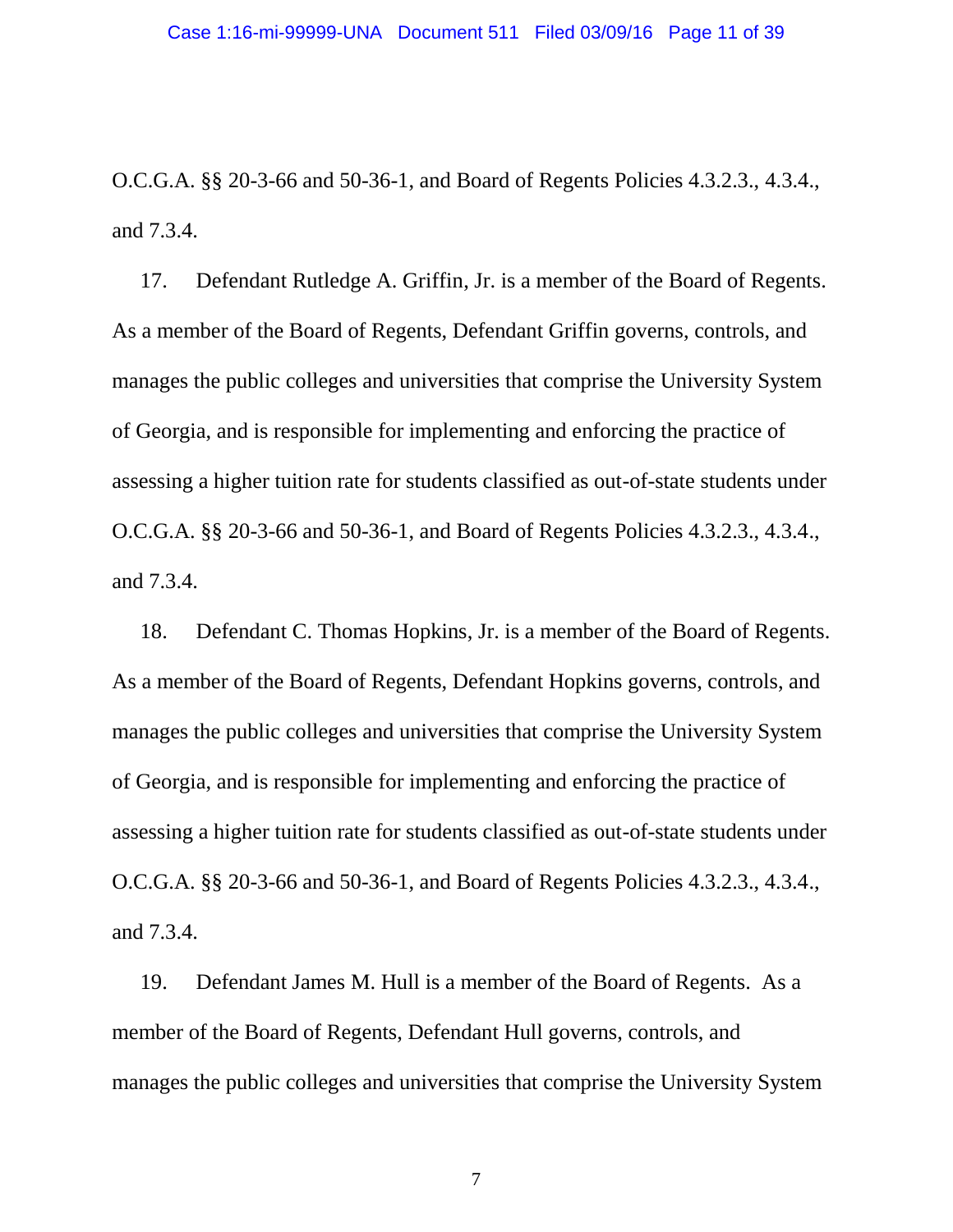O.C.G.A. §§ 20-3-66 and 50-36-1, and Board of Regents Policies 4.3.2.3., 4.3.4., and 7.3.4.

17. Defendant Rutledge A. Griffin, Jr. is a member of the Board of Regents. As a member of the Board of Regents, Defendant Griffin governs, controls, and manages the public colleges and universities that comprise the University System of Georgia, and is responsible for implementing and enforcing the practice of assessing a higher tuition rate for students classified as out-of-state students under O.C.G.A. §§ 20-3-66 and 50-36-1, and Board of Regents Policies 4.3.2.3., 4.3.4., and 7.3.4.

18. Defendant C. Thomas Hopkins, Jr. is a member of the Board of Regents. As a member of the Board of Regents, Defendant Hopkins governs, controls, and manages the public colleges and universities that comprise the University System of Georgia, and is responsible for implementing and enforcing the practice of assessing a higher tuition rate for students classified as out-of-state students under O.C.G.A. §§ 20-3-66 and 50-36-1, and Board of Regents Policies 4.3.2.3., 4.3.4., and 7.3.4.

19. Defendant James M. Hull is a member of the Board of Regents. As a member of the Board of Regents, Defendant Hull governs, controls, and manages the public colleges and universities that comprise the University System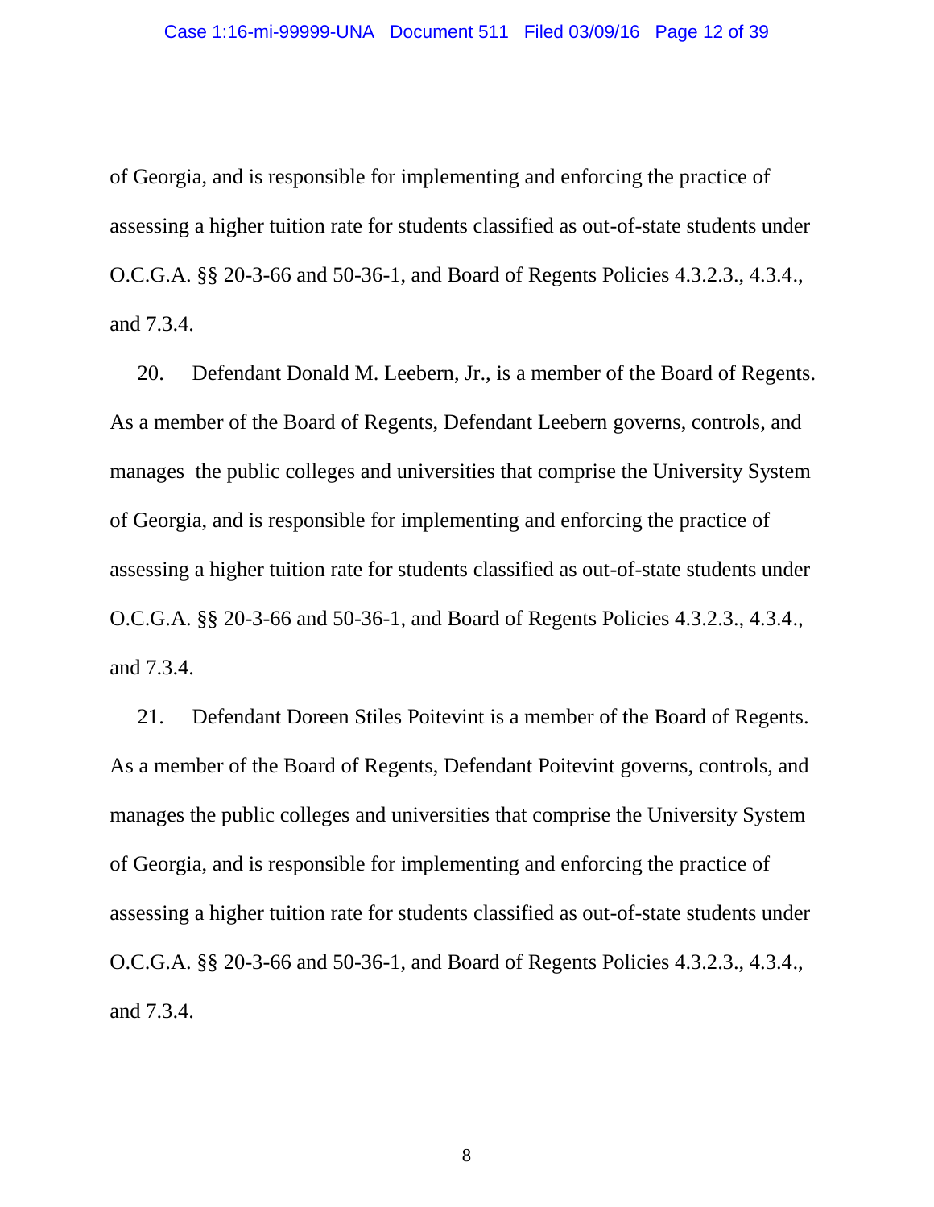of Georgia, and is responsible for implementing and enforcing the practice of assessing a higher tuition rate for students classified as out-of-state students under O.C.G.A. §§ 20-3-66 and 50-36-1, and Board of Regents Policies 4.3.2.3., 4.3.4., and 7.3.4.

20. Defendant Donald M. Leebern, Jr., is a member of the Board of Regents. As a member of the Board of Regents, Defendant Leebern governs, controls, and manages the public colleges and universities that comprise the University System of Georgia, and is responsible for implementing and enforcing the practice of assessing a higher tuition rate for students classified as out-of-state students under O.C.G.A. §§ 20-3-66 and 50-36-1, and Board of Regents Policies 4.3.2.3., 4.3.4., and 7.3.4.

21. Defendant Doreen Stiles Poitevint is a member of the Board of Regents. As a member of the Board of Regents, Defendant Poitevint governs, controls, and manages the public colleges and universities that comprise the University System of Georgia, and is responsible for implementing and enforcing the practice of assessing a higher tuition rate for students classified as out-of-state students under O.C.G.A. §§ 20-3-66 and 50-36-1, and Board of Regents Policies 4.3.2.3., 4.3.4., and 7.3.4.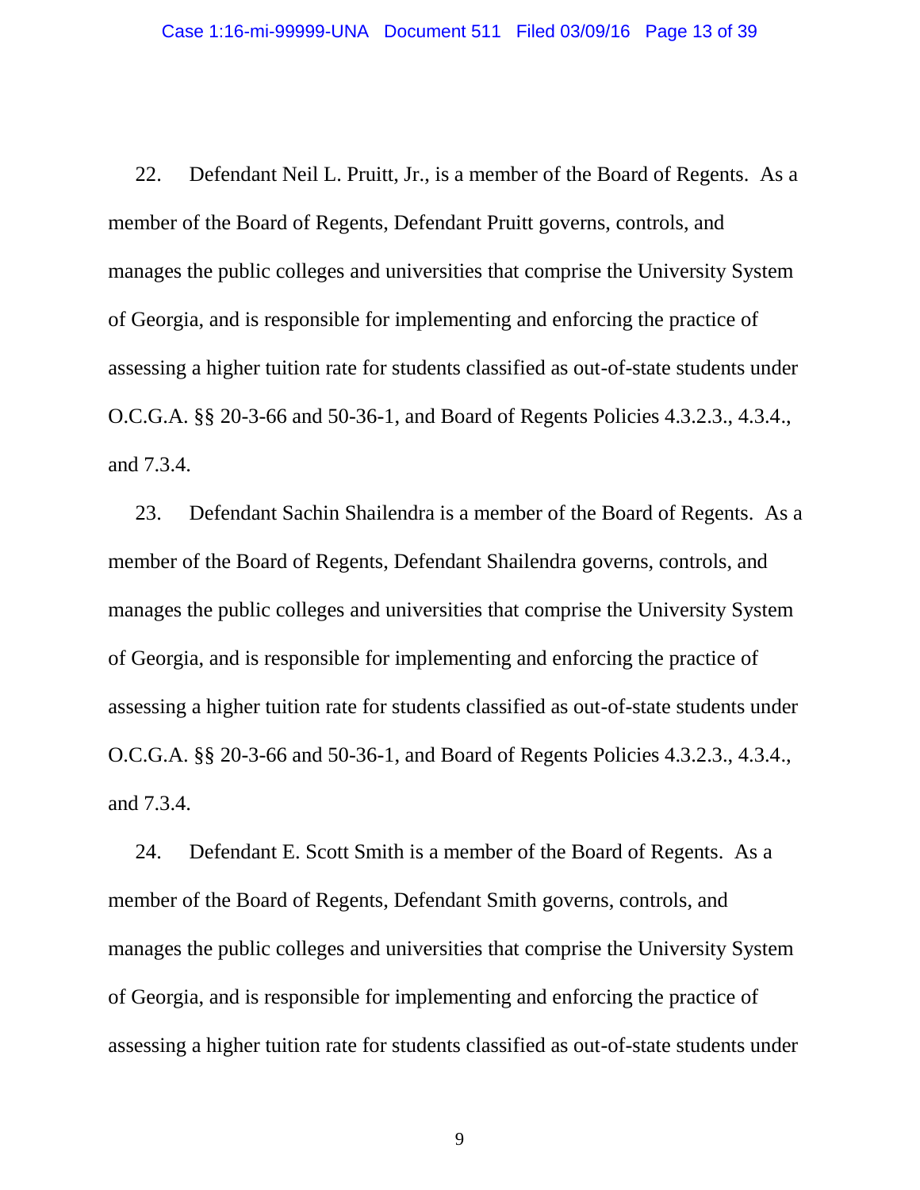22. Defendant Neil L. Pruitt, Jr., is a member of the Board of Regents. As a member of the Board of Regents, Defendant Pruitt governs, controls, and manages the public colleges and universities that comprise the University System of Georgia, and is responsible for implementing and enforcing the practice of assessing a higher tuition rate for students classified as out-of-state students under O.C.G.A. §§ 20-3-66 and 50-36-1, and Board of Regents Policies 4.3.2.3., 4.3.4., and 7.3.4.

23. Defendant Sachin Shailendra is a member of the Board of Regents. As a member of the Board of Regents, Defendant Shailendra governs, controls, and manages the public colleges and universities that comprise the University System of Georgia, and is responsible for implementing and enforcing the practice of assessing a higher tuition rate for students classified as out-of-state students under O.C.G.A. §§ 20-3-66 and 50-36-1, and Board of Regents Policies 4.3.2.3., 4.3.4., and 7.3.4.

24. Defendant E. Scott Smith is a member of the Board of Regents. As a member of the Board of Regents, Defendant Smith governs, controls, and manages the public colleges and universities that comprise the University System of Georgia, and is responsible for implementing and enforcing the practice of assessing a higher tuition rate for students classified as out-of-state students under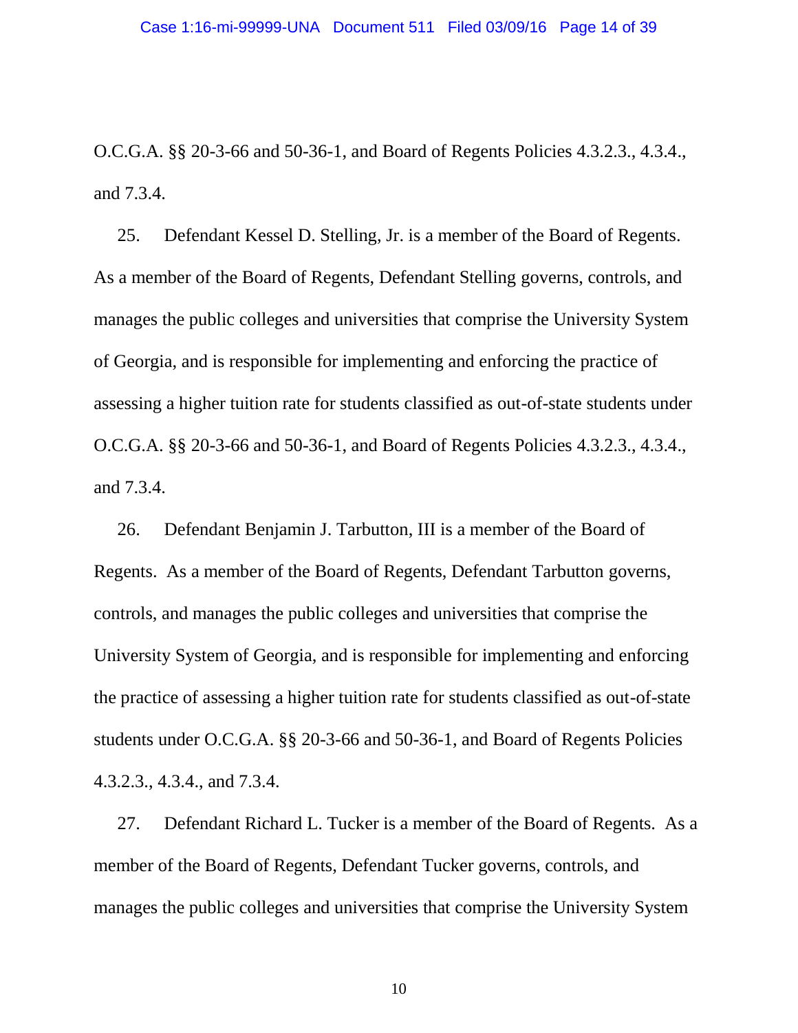O.C.G.A. §§ 20-3-66 and 50-36-1, and Board of Regents Policies 4.3.2.3., 4.3.4., and 7.3.4.

25. Defendant Kessel D. Stelling, Jr. is a member of the Board of Regents. As a member of the Board of Regents, Defendant Stelling governs, controls, and manages the public colleges and universities that comprise the University System of Georgia, and is responsible for implementing and enforcing the practice of assessing a higher tuition rate for students classified as out-of-state students under O.C.G.A. §§ 20-3-66 and 50-36-1, and Board of Regents Policies 4.3.2.3., 4.3.4., and 7.3.4.

26. Defendant Benjamin J. Tarbutton, III is a member of the Board of Regents. As a member of the Board of Regents, Defendant Tarbutton governs, controls, and manages the public colleges and universities that comprise the University System of Georgia, and is responsible for implementing and enforcing the practice of assessing a higher tuition rate for students classified as out-of-state students under O.C.G.A. §§ 20-3-66 and 50-36-1, and Board of Regents Policies 4.3.2.3., 4.3.4., and 7.3.4.

27. Defendant Richard L. Tucker is a member of the Board of Regents. As a member of the Board of Regents, Defendant Tucker governs, controls, and manages the public colleges and universities that comprise the University System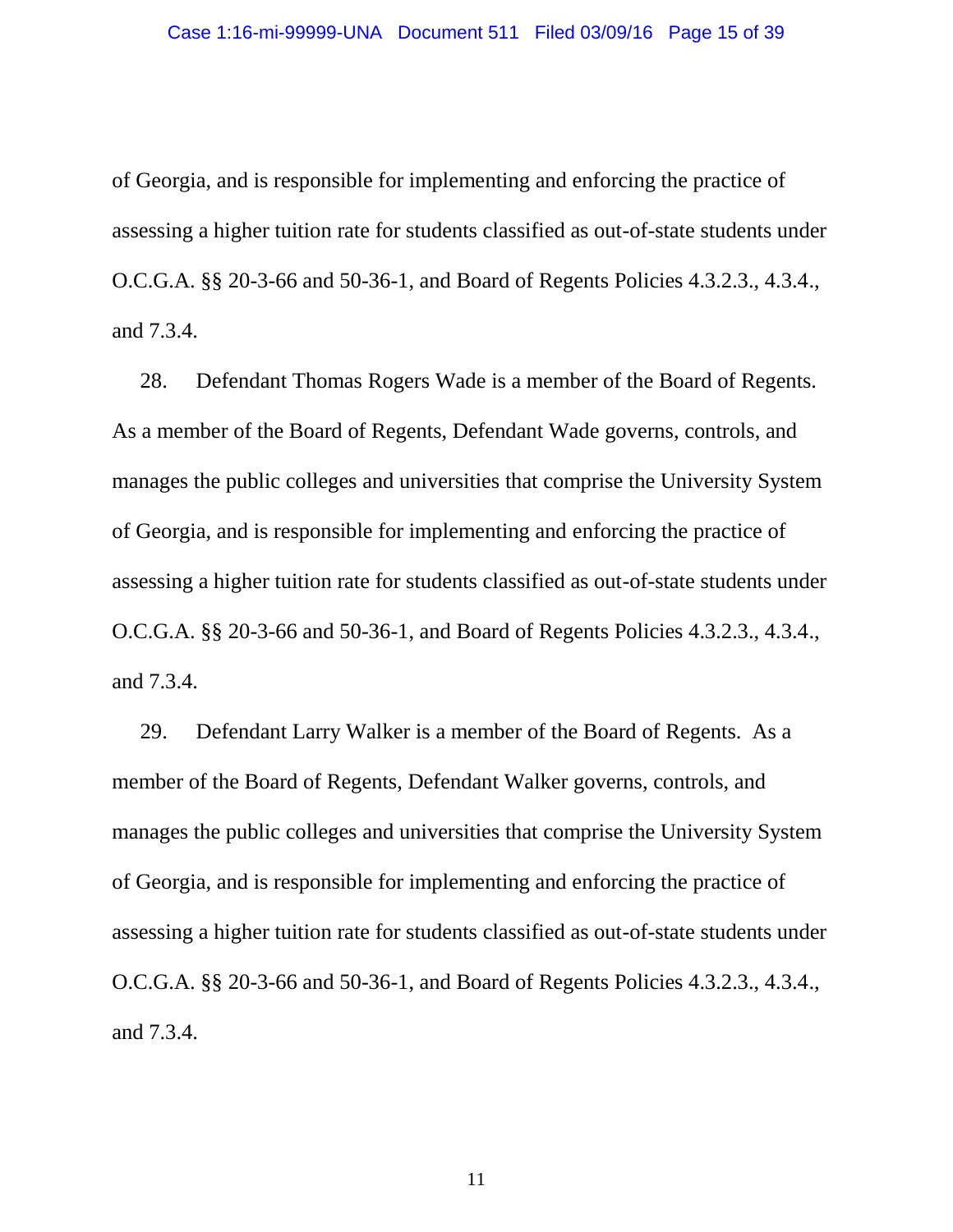of Georgia, and is responsible for implementing and enforcing the practice of assessing a higher tuition rate for students classified as out-of-state students under O.C.G.A. §§ 20-3-66 and 50-36-1, and Board of Regents Policies 4.3.2.3., 4.3.4., and 7.3.4.

28. Defendant Thomas Rogers Wade is a member of the Board of Regents. As a member of the Board of Regents, Defendant Wade governs, controls, and manages the public colleges and universities that comprise the University System of Georgia, and is responsible for implementing and enforcing the practice of assessing a higher tuition rate for students classified as out-of-state students under O.C.G.A. §§ 20-3-66 and 50-36-1, and Board of Regents Policies 4.3.2.3., 4.3.4., and 7.3.4.

29. Defendant Larry Walker is a member of the Board of Regents. As a member of the Board of Regents, Defendant Walker governs, controls, and manages the public colleges and universities that comprise the University System of Georgia, and is responsible for implementing and enforcing the practice of assessing a higher tuition rate for students classified as out-of-state students under O.C.G.A. §§ 20-3-66 and 50-36-1, and Board of Regents Policies 4.3.2.3., 4.3.4., and 7.3.4.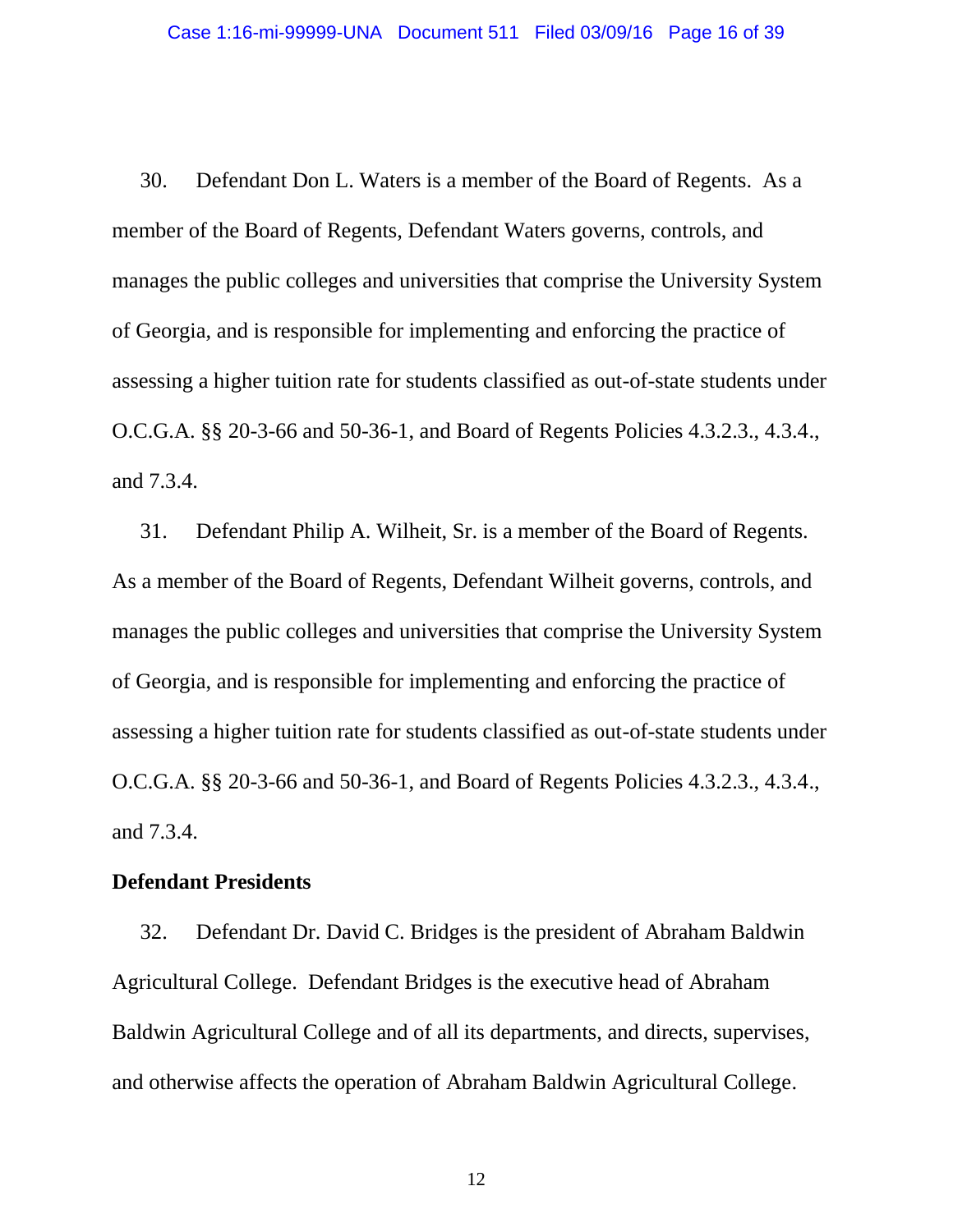30. Defendant Don L. Waters is a member of the Board of Regents. As a member of the Board of Regents, Defendant Waters governs, controls, and manages the public colleges and universities that comprise the University System of Georgia, and is responsible for implementing and enforcing the practice of assessing a higher tuition rate for students classified as out-of-state students under O.C.G.A. §§ 20-3-66 and 50-36-1, and Board of Regents Policies 4.3.2.3., 4.3.4., and 7.3.4.

31. Defendant Philip A. Wilheit, Sr. is a member of the Board of Regents. As a member of the Board of Regents, Defendant Wilheit governs, controls, and manages the public colleges and universities that comprise the University System of Georgia, and is responsible for implementing and enforcing the practice of assessing a higher tuition rate for students classified as out-of-state students under O.C.G.A. §§ 20-3-66 and 50-36-1, and Board of Regents Policies 4.3.2.3., 4.3.4., and 7.3.4.

**Defendant Presidents**

32. Defendant Dr. David C. Bridges is the president of Abraham Baldwin Agricultural College. Defendant Bridges is the executive head of Abraham Baldwin Agricultural College and of all its departments, and directs, supervises, and otherwise affects the operation of Abraham Baldwin Agricultural College.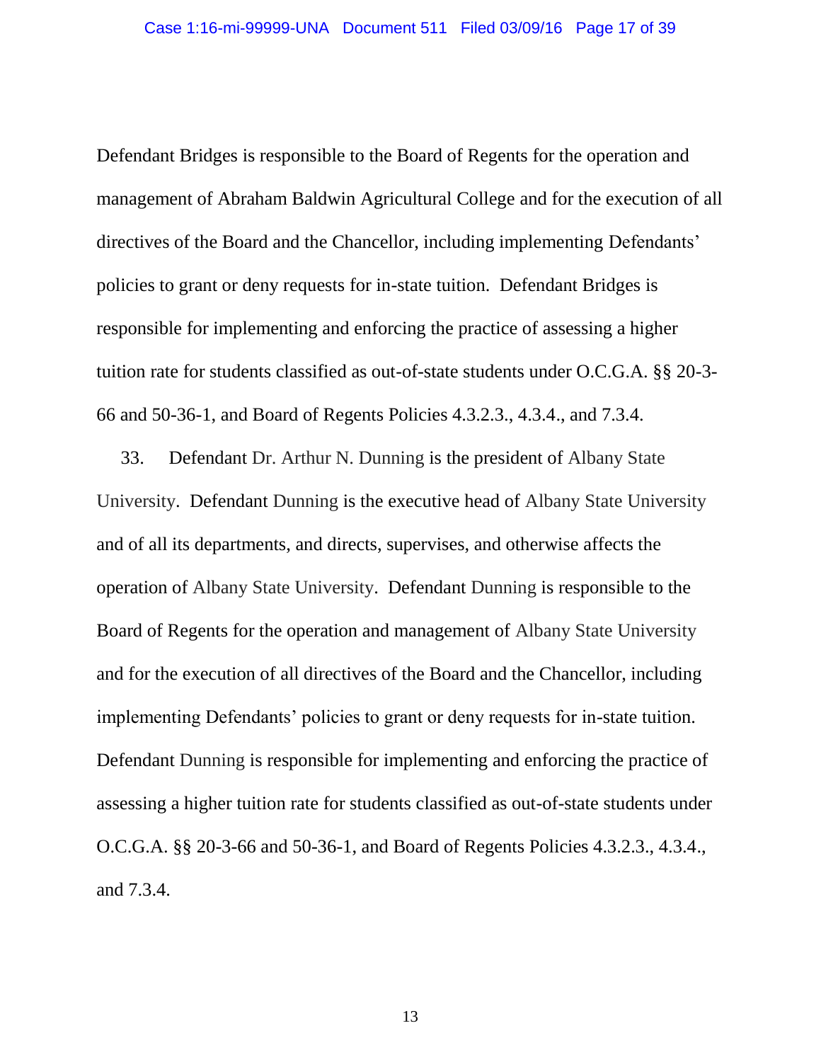Defendant Bridges is responsible to the Board of Regents for the operation and management of Abraham Baldwin Agricultural College and for the execution of all directives of the Board and the Chancellor, including implementing Defendants' policies to grant or deny requests for in-state tuition. Defendant Bridges is responsible for implementing and enforcing the practice of assessing a higher tuition rate for students classified as out-of-state students under O.C.G.A. §§ 20-3-66 and 50-36-1, and Board of Regents Policies 4.3.2.3., 4.3.4., and 7.3.4.

33. Defendant Dr. Arthur N. Dunning is the president of Albany State University. Defendant Dunning is the executive head of Albany State University and of all its departments, and directs, supervises, and otherwise affects the operation of Albany State University. Defendant Dunning is responsible to the Board of Regents for the operation and management of Albany State University and for the execution of all directives of the Board and the Chancellor, including implementing Defendants' policies to grant or deny requests for in-state tuition. Defendant Dunning is responsible for implementing and enforcing the practice of assessing a higher tuition rate for students classified as out-of-state students under O.C.G.A. §§ 20-3-66 and 50-36-1, and Board of Regents Policies 4.3.2.3., 4.3.4., and 7.3.4.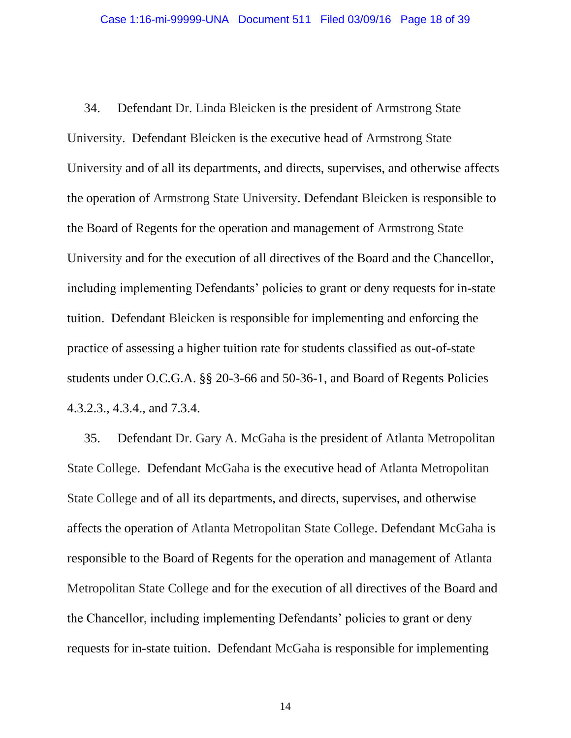34. Defendant Dr. Linda Bleicken is the president of Armstrong State University. Defendant Bleicken is the executive head of Armstrong State University and of all its departments, and directs, supervises, and otherwise affects the operation of Armstrong State University. Defendant Bleicken is responsible to the Board of Regents for the operation and management of Armstrong State University and for the execution of all directives of the Board and the Chancellor, including implementing Defendants' policies to grant or deny requests for in-state tuition. Defendant Bleicken is responsible for implementing and enforcing the practice of assessing a higher tuition rate for students classified as out-of-state students under O.C.G.A. §§ 20-3-66 and 50-36-1, and Board of Regents Policies 4.3.2.3., 4.3.4., and 7.3.4.

35. Defendant Dr. Gary A. McGaha is the president of Atlanta Metropolitan State College. Defendant McGaha is the executive head of Atlanta Metropolitan State College and of all its departments, and directs, supervises, and otherwise affects the operation of Atlanta Metropolitan State College. Defendant McGaha is responsible to the Board of Regents for the operation and management of Atlanta Metropolitan State College and for the execution of all directives of the Board and the Chancellor, including implementing Defendants' policies to grant or deny requests for in-state tuition. Defendant McGaha is responsible for implementing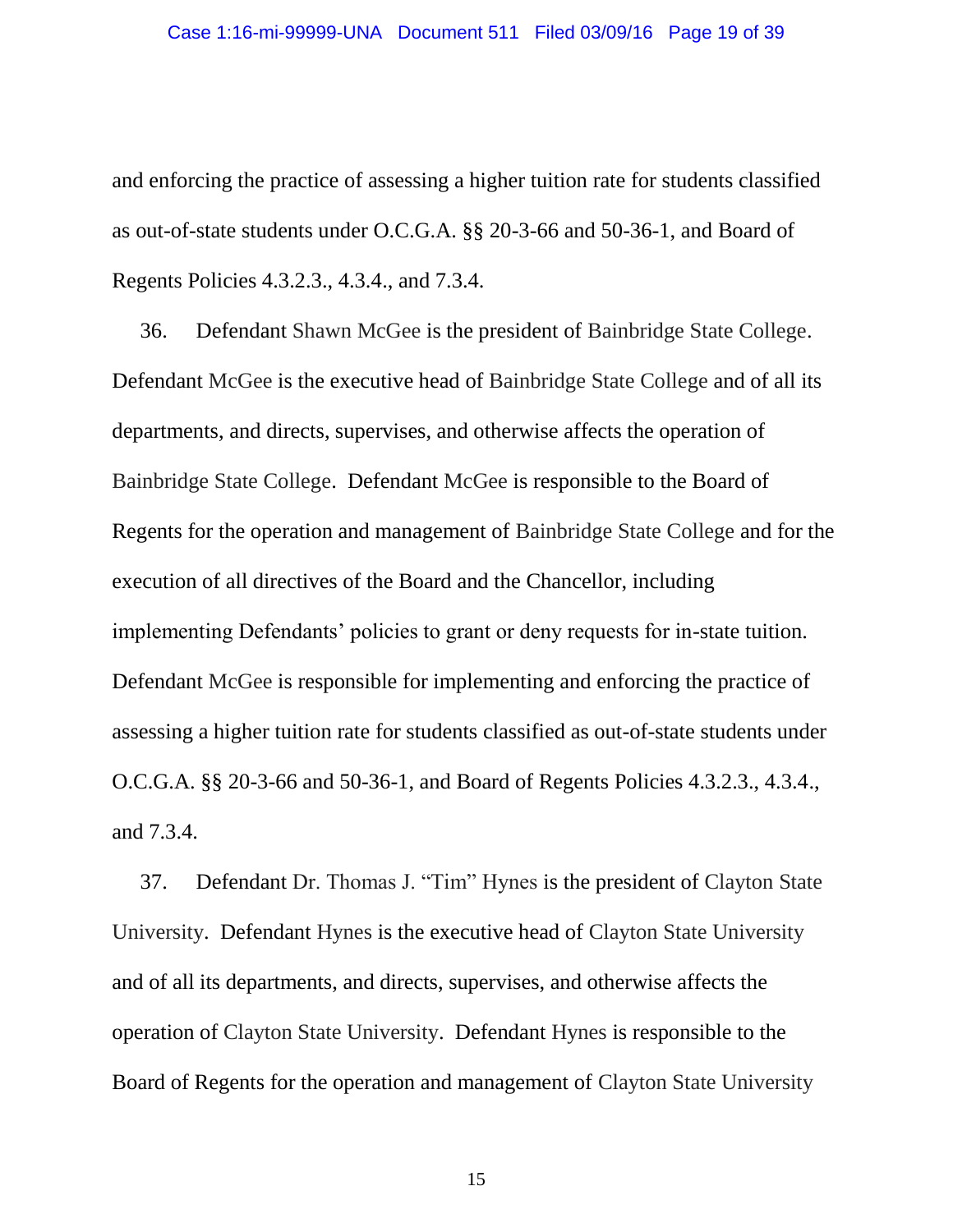and enforcing the practice of assessing a higher tuition rate for students classified as out-of-state students under O.C.G.A. §§ 20-3-66 and 50-36-1, and Board of Regents Policies 4.3.2.3., 4.3.4., and 7.3.4.

36. Defendant Shawn McGee is the president of Bainbridge State College. Defendant McGee is the executive head of Bainbridge State College and of all its departments, and directs, supervises, and otherwise affects the operation of Bainbridge State College. Defendant McGee is responsible to the Board of Regents for the operation and management of Bainbridge State College and for the execution of all directives of the Board and the Chancellor, including implementing Defendants' policies to grant or deny requests for in-state tuition. Defendant McGee is responsible for implementing and enforcing the practice of assessing a higher tuition rate for students classified as out-of-state students under O.C.G.A. §§ 20-3-66 and 50-36-1, and Board of Regents Policies 4.3.2.3., 4.3.4., and 7.3.4.

37. Defendant Dr. Thomas J. "Tim" Hynes is the president of Clayton State University. Defendant Hynes is the executive head of Clayton State University and of all its departments, and directs, supervises, and otherwise affects the operation of Clayton State University. Defendant Hynes is responsible to the Board of Regents for the operation and management of Clayton State University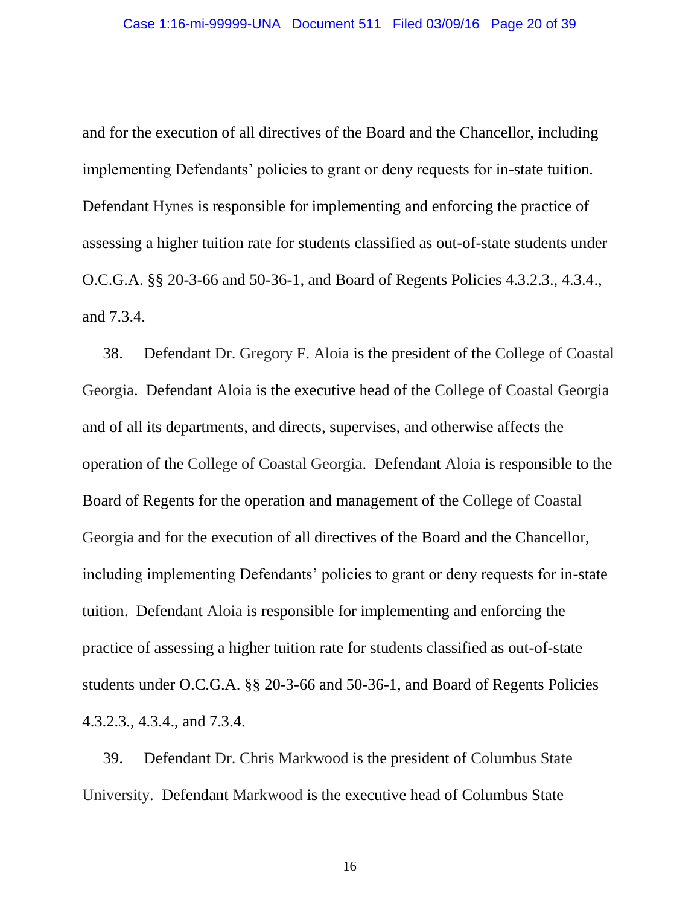and for the execution of all directives of the Board and the Chancellor, including implementing Defendants' policies to grant or deny requests for in-state tuition. Defendant Hynes is responsible for implementing and enforcing the practice of assessing a higher tuition rate for students classified as out-of-state students under O.C.G.A. §§ 20-3-66 and 50-36-1, and Board of Regents Policies 4.3.2.3., 4.3.4., and 7.3.4.

38. Defendant Dr. Gregory F. Aloia is the president of the College of Coastal Georgia. Defendant Aloia is the executive head of the College of Coastal Georgia and of all its departments, and directs, supervises, and otherwise affects the operation of the College of Coastal Georgia. Defendant Aloia is responsible to the Board of Regents for the operation and management of the College of Coastal Georgia and for the execution of all directives of the Board and the Chancellor, including implementing Defendants' policies to grant or deny requests for in-state tuition. Defendant Aloia is responsible for implementing and enforcing the practice of assessing a higher tuition rate for students classified as out-of-state students under O.C.G.A. §§ 20-3-66 and 50-36-1, and Board of Regents Policies 4.3.2.3., 4.3.4., and 7.3.4.

39. Defendant Dr. Chris Markwood is the president of Columbus State University. Defendant Markwood is the executive head of Columbus State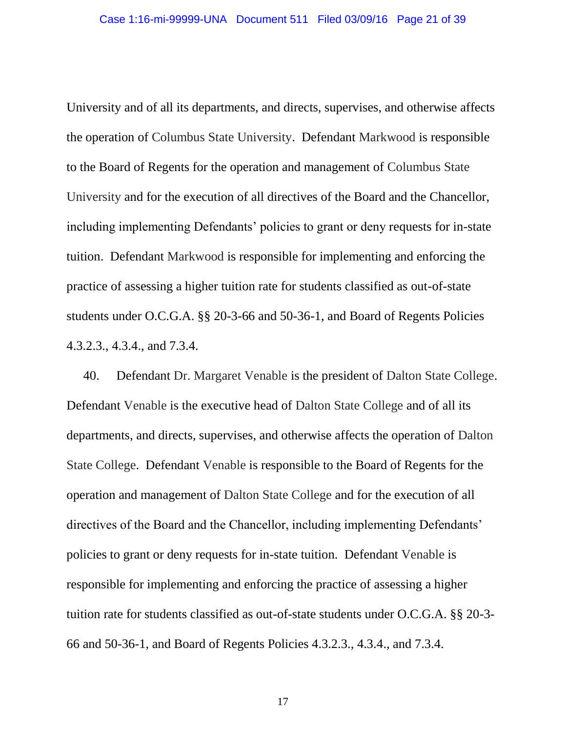University and of all its departments, and directs, supervises, and otherwise affects the operation of Columbus State University. Defendant Markwood is responsible to the Board of Regents for the operation and management of Columbus State University and for the execution of all directives of the Board and the Chancellor, including implementing Defendants' policies to grant or deny requests for in-state tuition. Defendant Markwood is responsible for implementing and enforcing the practice of assessing a higher tuition rate for students classified as out-of-state students under O.C.G.A. §§ 20-3-66 and 50-36-1, and Board of Regents Policies 4.3.2.3., 4.3.4., and 7.3.4.

40. Defendant Dr. Margaret Venable is the president of Dalton State College. Defendant Venable is the executive head of Dalton State College and of all its departments, and directs, supervises, and otherwise affects the operation of Dalton State College. Defendant Venable is responsible to the Board of Regents for the operation and management of Dalton State College and for the execution of all directives of the Board and the Chancellor, including implementing Defendants' policies to grant or deny requests for in-state tuition. Defendant Venable is responsible for implementing and enforcing the practice of assessing a higher tuition rate for students classified as out-of-state students under O.C.G.A. §§ 20-3-66 and 50-36-1, and Board of Regents Policies 4.3.2.3., 4.3.4., and 7.3.4.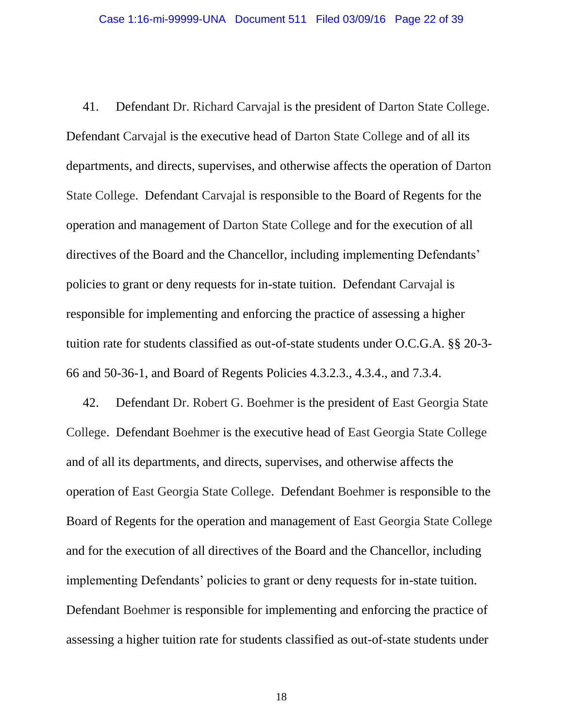41. Defendant Dr. Richard Carvajal is the president of Darton State College. Defendant Carvajal is the executive head of Darton State College and of all its departments, and directs, supervises, and otherwise affects the operation of Darton State College. Defendant Carvajal is responsible to the Board of Regents for the operation and management of Darton State College and for the execution of all directives of the Board and the Chancellor, including implementing Defendants' policies to grant or deny requests for in-state tuition. Defendant Carvajal is responsible for implementing and enforcing the practice of assessing a higher tuition rate for students classified as out-of-state students under O.C.G.A. §§ 20-3-66 and 50-36-1, and Board of Regents Policies 4.3.2.3., 4.3.4., and 7.3.4.

42. Defendant Dr. Robert G. Boehmer is the president of East Georgia State College. Defendant Boehmer is the executive head of East Georgia State College and of all its departments, and directs, supervises, and otherwise affects the operation of East Georgia State College. Defendant Boehmer is responsible to the Board of Regents for the operation and management of East Georgia State College and for the execution of all directives of the Board and the Chancellor, including implementing Defendants' policies to grant or deny requests for in-state tuition. Defendant Boehmer is responsible for implementing and enforcing the practice of assessing a higher tuition rate for students classified as out-of-state students under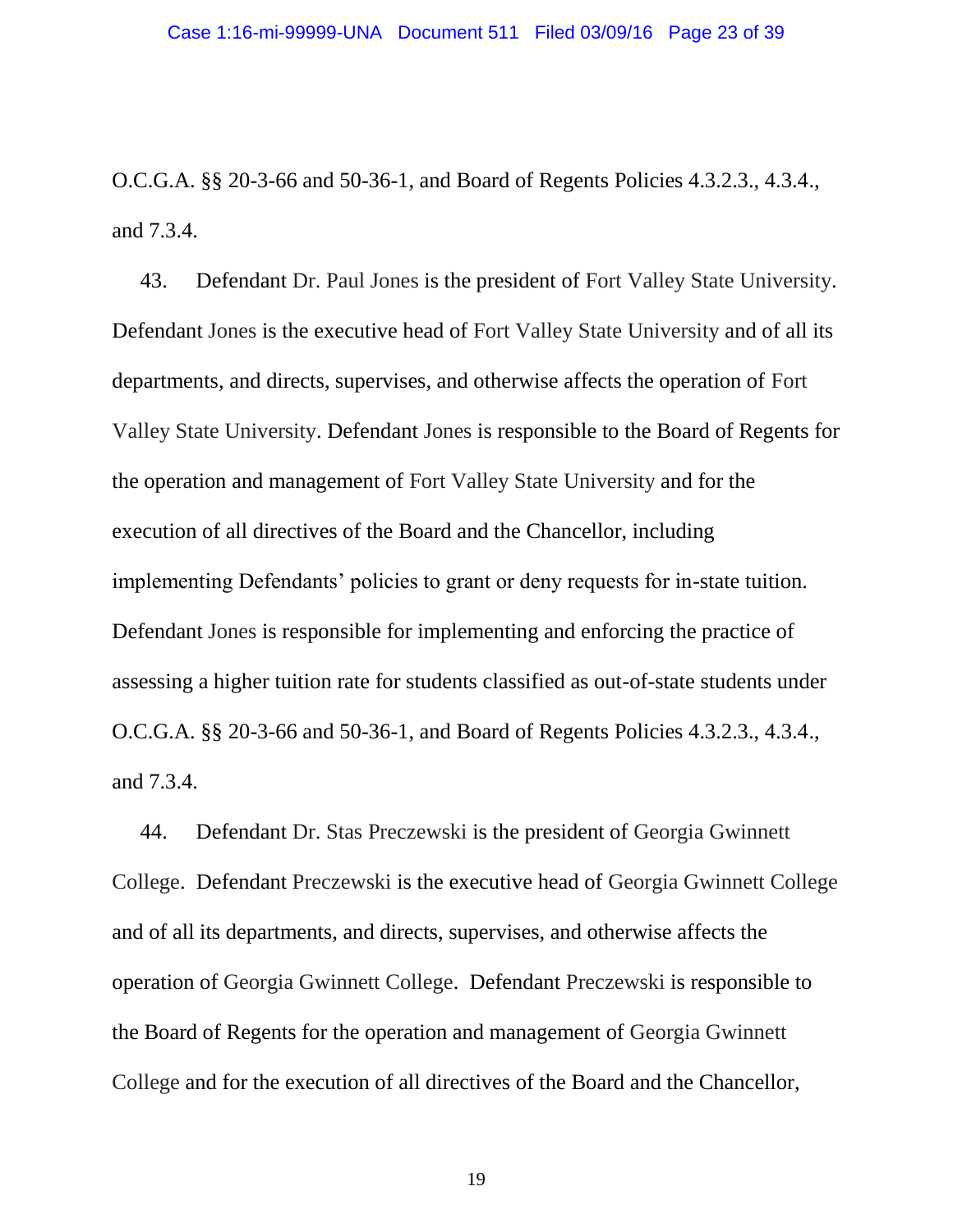O.C.G.A. §§ 20-3-66 and 50-36-1, and Board of Regents Policies 4.3.2.3., 4.3.4., and 7.3.4.

43. Defendant Dr. Paul Jones is the president of Fort Valley State University. Defendant Jones is the executive head of Fort Valley State University and of all its departments, and directs, supervises, and otherwise affects the operation of Fort Valley State University. Defendant Jones is responsible to the Board of Regents for the operation and management of Fort Valley State University and for the execution of all directives of the Board and the Chancellor, including implementing Defendants' policies to grant or deny requests for in-state tuition. Defendant Jones is responsible for implementing and enforcing the practice of assessing a higher tuition rate for students classified as out-of-state students under O.C.G.A. §§ 20-3-66 and 50-36-1, and Board of Regents Policies 4.3.2.3., 4.3.4., and 7.3.4.

44. Defendant Dr. Stas Preczewski is the president of Georgia Gwinnett College. Defendant Preczewski is the executive head of Georgia Gwinnett College and of all its departments, and directs, supervises, and otherwise affects the operation of Georgia Gwinnett College. Defendant Preczewski is responsible to the Board of Regents for the operation and management of Georgia Gwinnett College and for the execution of all directives of the Board and the Chancellor,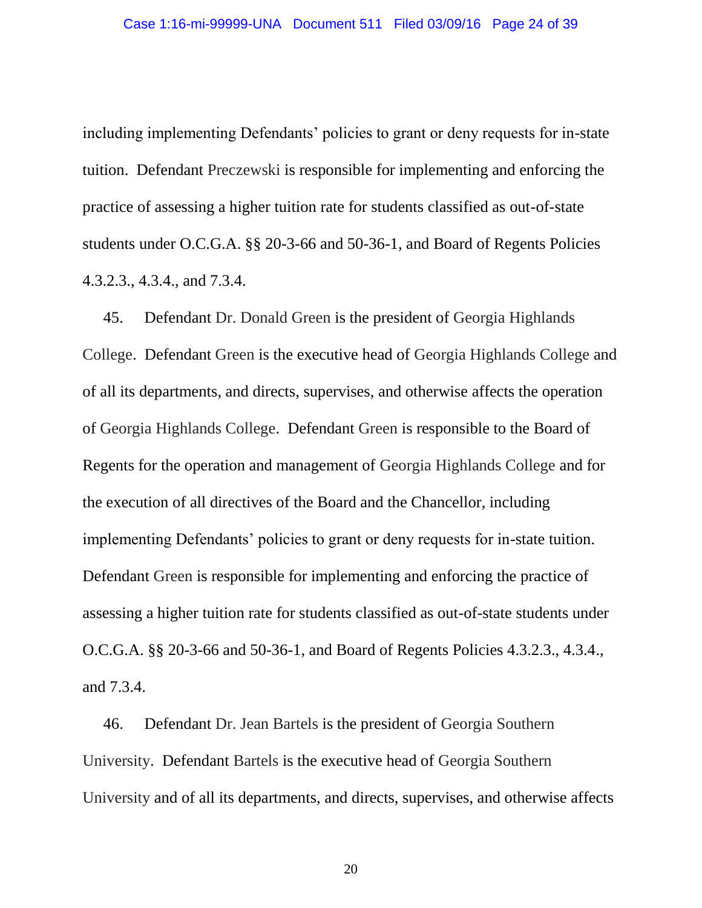including implementing Defendants' policies to grant or deny requests for in-state tuition. Defendant Preczewski is responsible for implementing and enforcing the practice of assessing a higher tuition rate for students classified as out-of-state students under O.C.G.A. §§ 20-3-66 and 50-36-1, and Board of Regents Policies 4.3.2.3., 4.3.4., and 7.3.4.

45. Defendant Dr. Donald Green is the president of Georgia Highlands College. Defendant Green is the executive head of Georgia Highlands College and of all its departments, and directs, supervises, and otherwise affects the operation of Georgia Highlands College. Defendant Green is responsible to the Board of Regents for the operation and management of Georgia Highlands College and for the execution of all directives of the Board and the Chancellor, including implementing Defendants' policies to grant or deny requests for in-state tuition. Defendant Green is responsible for implementing and enforcing the practice of assessing a higher tuition rate for students classified as out-of-state students under O.C.G.A. §§ 20-3-66 and 50-36-1, and Board of Regents Policies 4.3.2.3., 4.3.4., and 7.3.4.

46. Defendant Dr. Jean Bartels is the president of Georgia Southern University. Defendant Bartels is the executive head of Georgia Southern University and of all its departments, and directs, supervises, and otherwise affects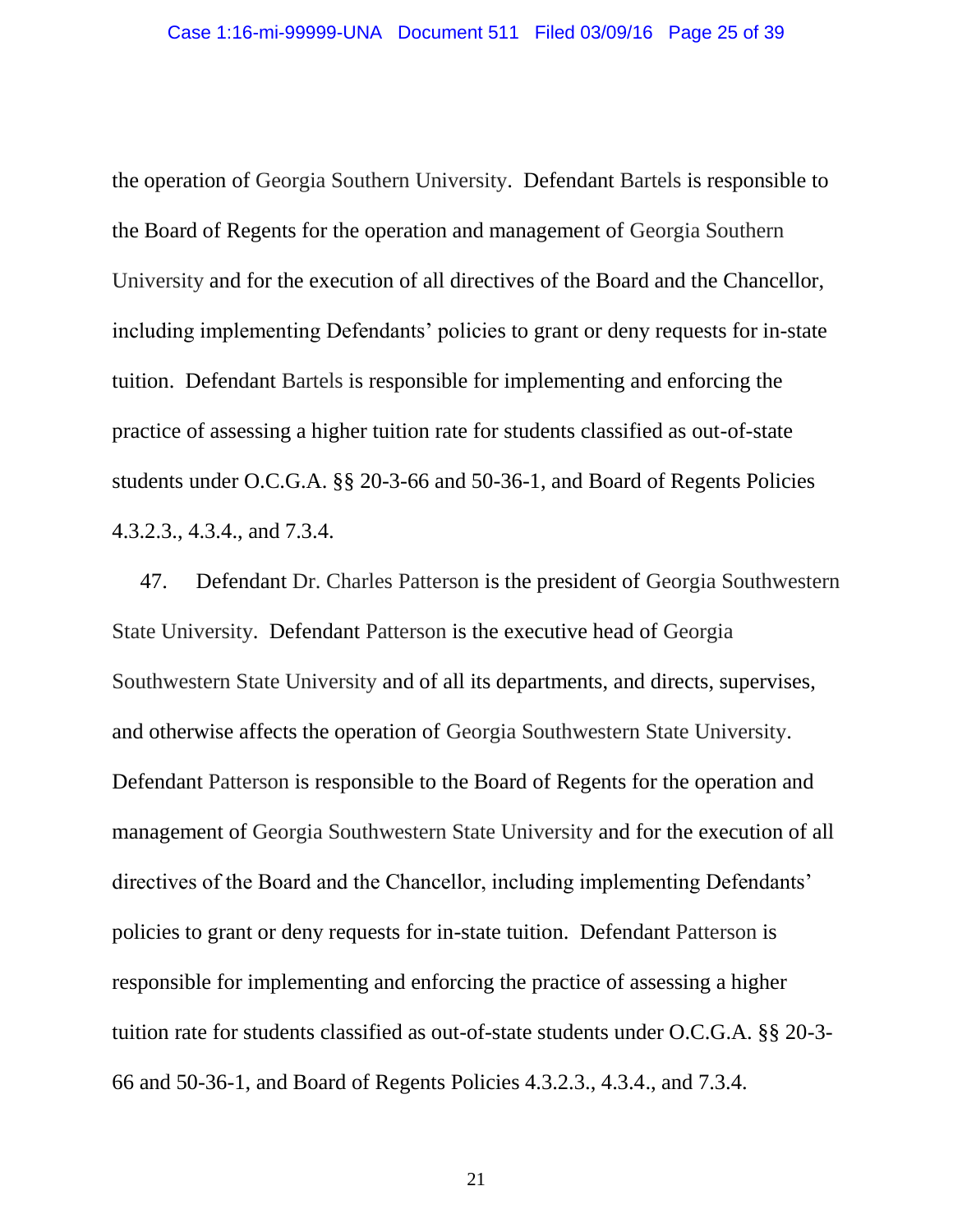the operation of Georgia Southern University. Defendant Bartels is responsible to the Board of Regents for the operation and management of Georgia Southern University and for the execution of all directives of the Board and the Chancellor, including implementing Defendants' policies to grant or deny requests for in-state tuition. Defendant Bartels is responsible for implementing and enforcing the practice of assessing a higher tuition rate for students classified as out-of-state students under O.C.G.A. §§ 20-3-66 and 50-36-1, and Board of Regents Policies 4.3.2.3., 4.3.4., and 7.3.4.

47. Defendant Dr. Charles Patterson is the president of Georgia Southwestern State University. Defendant Patterson is the executive head of Georgia Southwestern State University and of all its departments, and directs, supervises, and otherwise affects the operation of Georgia Southwestern State University. Defendant Patterson is responsible to the Board of Regents for the operation and management of Georgia Southwestern State University and for the execution of all directives of the Board and the Chancellor, including implementing Defendants' policies to grant or deny requests for in-state tuition. Defendant Patterson is responsible for implementing and enforcing the practice of assessing a higher tuition rate for students classified as out-of-state students under O.C.G.A. §§ 20-3-66 and 50-36-1, and Board of Regents Policies 4.3.2.3., 4.3.4., and 7.3.4.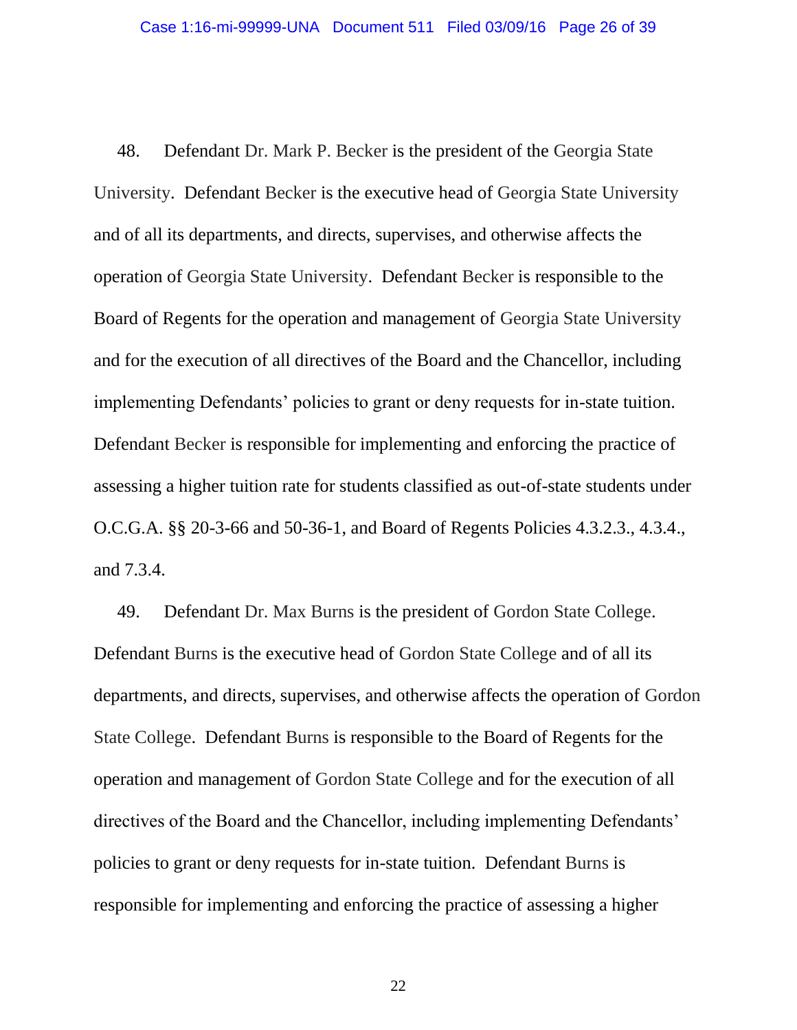48. Defendant Dr. Mark P. Becker is the president of the Georgia State University. Defendant Becker is the executive head of Georgia State University and of all its departments, and directs, supervises, and otherwise affects the operation of Georgia State University. Defendant Becker is responsible to the Board of Regents for the operation and management of Georgia State University and for the execution of all directives of the Board and the Chancellor, including implementing Defendants' policies to grant or deny requests for in-state tuition. Defendant Becker is responsible for implementing and enforcing the practice of assessing a higher tuition rate for students classified as out-of-state students under O.C.G.A. §§ 20-3-66 and 50-36-1, and Board of Regents Policies 4.3.2.3., 4.3.4., and 7.3.4.

49. Defendant Dr. Max Burns is the president of Gordon State College. Defendant Burns is the executive head of Gordon State College and of all its departments, and directs, supervises, and otherwise affects the operation of Gordon State College. Defendant Burns is responsible to the Board of Regents for the operation and management of Gordon State College and for the execution of all directives of the Board and the Chancellor, including implementing Defendants' policies to grant or deny requests for in-state tuition. Defendant Burns is responsible for implementing and enforcing the practice of assessing a higher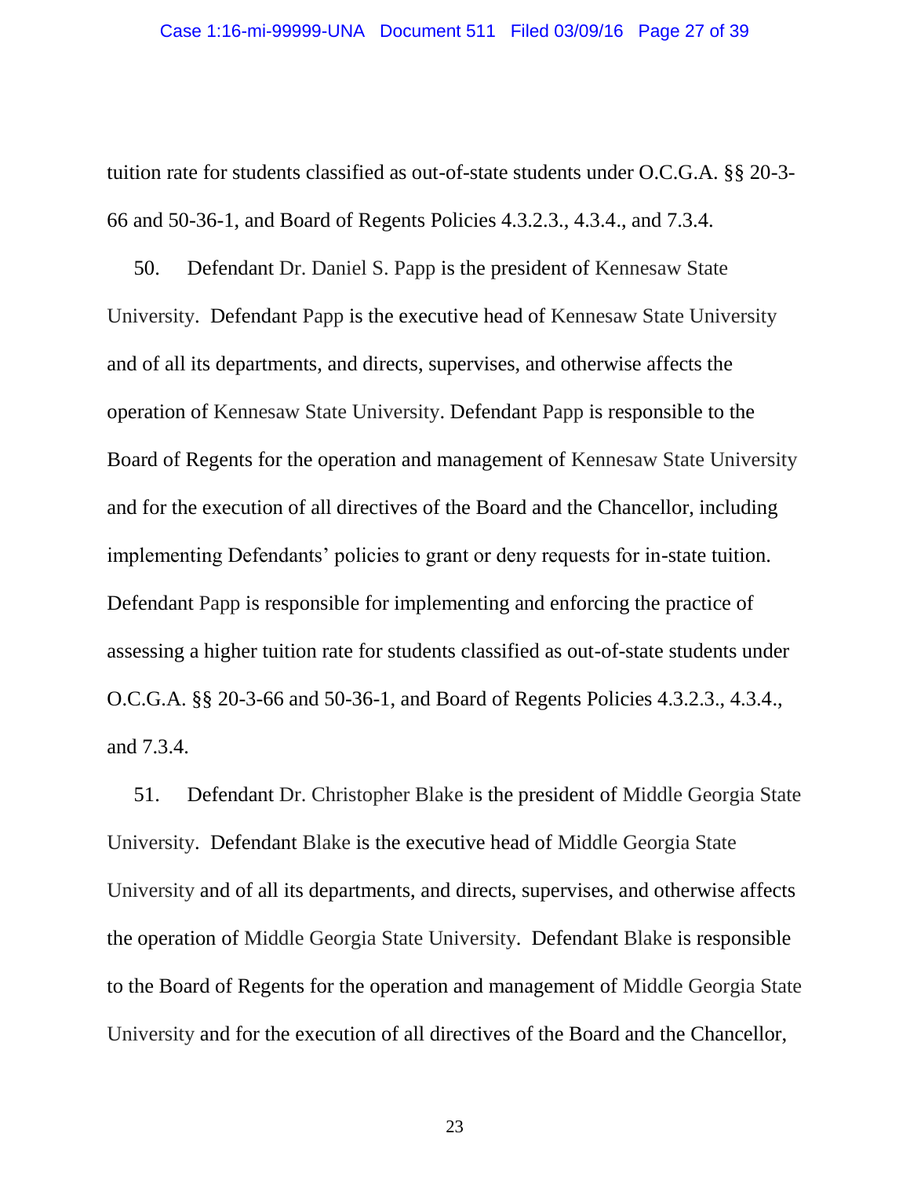tuition rate for students classified as out-of-state students under O.C.G.A. §§ 20-3-66 and 50-36-1, and Board of Regents Policies 4.3.2.3., 4.3.4., and 7.3.4.

50. Defendant Dr. Daniel S. Papp is the president of Kennesaw State University. Defendant Papp is the executive head of Kennesaw State University and of all its departments, and directs, supervises, and otherwise affects the operation of Kennesaw State University. Defendant Papp is responsible to the Board of Regents for the operation and management of Kennesaw State University and for the execution of all directives of the Board and the Chancellor, including implementing Defendants' policies to grant or deny requests for in-state tuition. Defendant Papp is responsible for implementing and enforcing the practice of assessing a higher tuition rate for students classified as out-of-state students under O.C.G.A. §§ 20-3-66 and 50-36-1, and Board of Regents Policies 4.3.2.3., 4.3.4., and 7.3.4.

51. Defendant Dr. Christopher Blake is the president of Middle Georgia State University. Defendant Blake is the executive head of Middle Georgia State University and of all its departments, and directs, supervises, and otherwise affects the operation of Middle Georgia State University. Defendant Blake is responsible to the Board of Regents for the operation and management of Middle Georgia State University and for the execution of all directives of the Board and the Chancellor,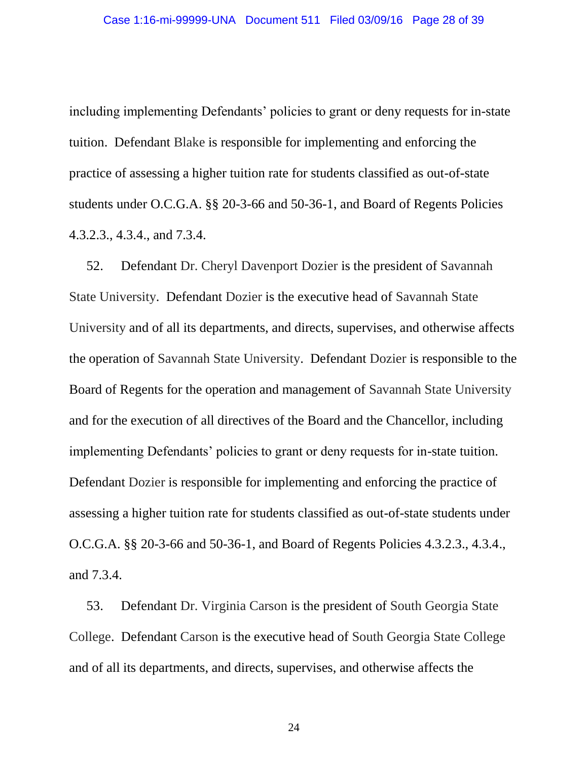including implementing Defendants' policies to grant or deny requests for in-state tuition. Defendant Blake is responsible for implementing and enforcing the practice of assessing a higher tuition rate for students classified as out-of-state students under O.C.G.A. §§ 20-3-66 and 50-36-1, and Board of Regents Policies 4.3.2.3., 4.3.4., and 7.3.4.

52. Defendant Dr. Cheryl Davenport Dozier is the president of Savannah State University. Defendant Dozier is the executive head of Savannah State University and of all its departments, and directs, supervises, and otherwise affects the operation of Savannah State University. Defendant Dozier is responsible to the Board of Regents for the operation and management of Savannah State University and for the execution of all directives of the Board and the Chancellor, including implementing Defendants' policies to grant or deny requests for in-state tuition. Defendant Dozier is responsible for implementing and enforcing the practice of assessing a higher tuition rate for students classified as out-of-state students under O.C.G.A. §§ 20-3-66 and 50-36-1, and Board of Regents Policies 4.3.2.3., 4.3.4., and 7.3.4.

53. Defendant Dr. Virginia Carson is the president of South Georgia State College. Defendant Carson is the executive head of South Georgia State College and of all its departments, and directs, supervises, and otherwise affects the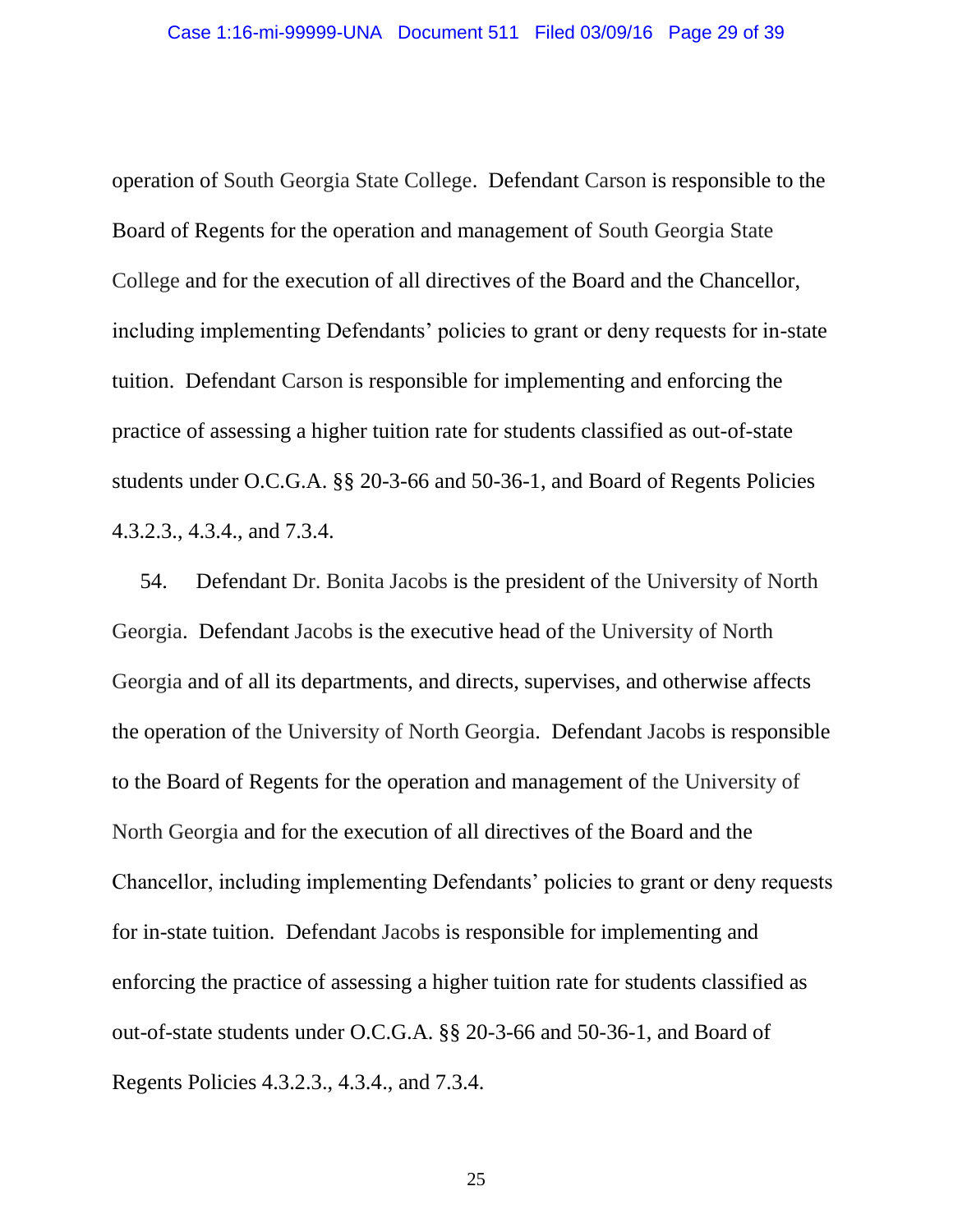operation of South Georgia State College. Defendant Carson is responsible to the Board of Regents for the operation and management of South Georgia State College and for the execution of all directives of the Board and the Chancellor, including implementing Defendants' policies to grant or deny requests for in-state tuition. Defendant Carson is responsible for implementing and enforcing the practice of assessing a higher tuition rate for students classified as out-of-state students under O.C.G.A. §§ 20-3-66 and 50-36-1, and Board of Regents Policies 4.3.2.3., 4.3.4., and 7.3.4.

54. Defendant Dr. Bonita Jacobs is the president of the University of North Georgia. Defendant Jacobs is the executive head of the University of North Georgia and of all its departments, and directs, supervises, and otherwise affects the operation of the University of North Georgia. Defendant Jacobs is responsible to the Board of Regents for the operation and management of the University of North Georgia and for the execution of all directives of the Board and the Chancellor, including implementing Defendants' policies to grant or deny requests for in-state tuition. Defendant Jacobs is responsible for implementing and enforcing the practice of assessing a higher tuition rate for students classified as out-of-state students under O.C.G.A. §§ 20-3-66 and 50-36-1, and Board of Regents Policies 4.3.2.3., 4.3.4., and 7.3.4.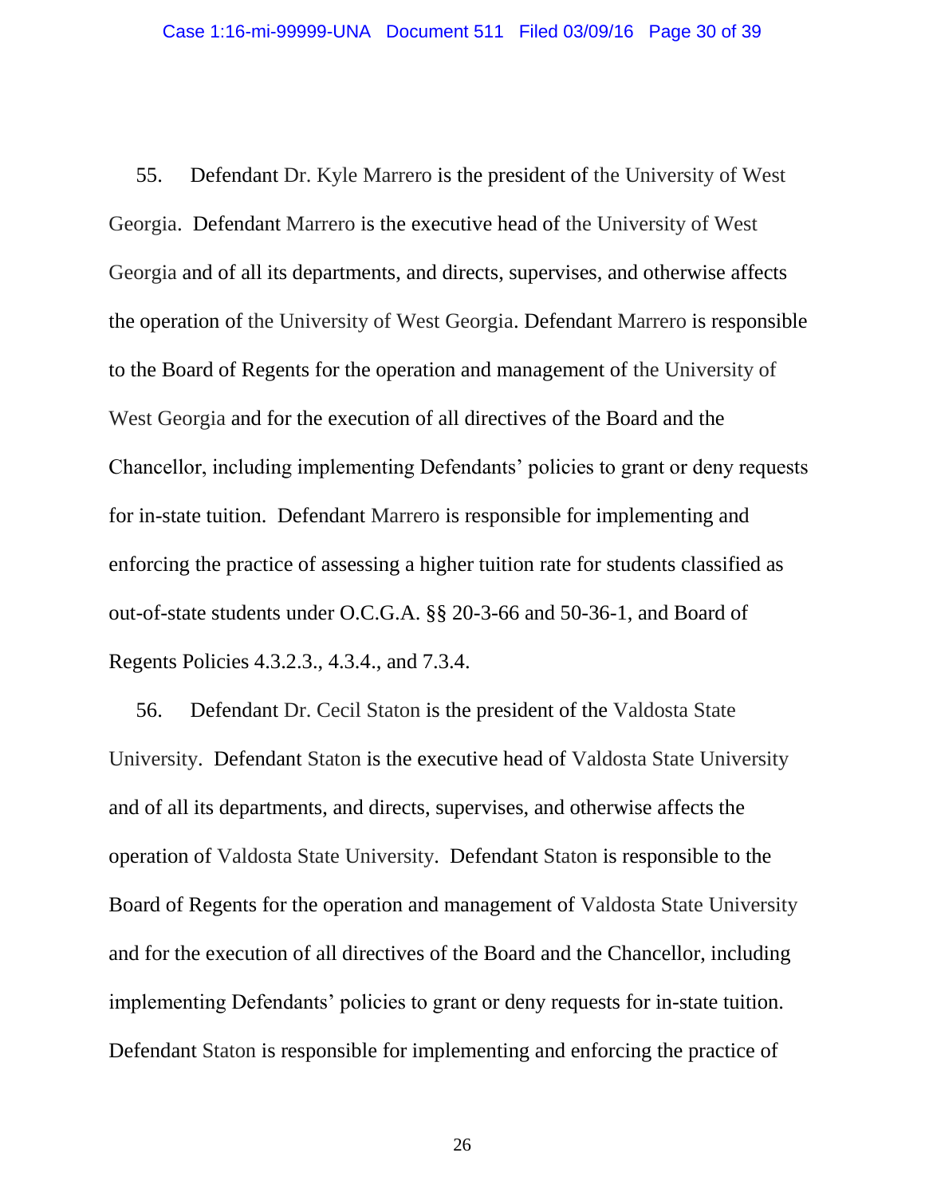55. Defendant Dr. Kyle Marrero is the president of the University of West Georgia. Defendant Marrero is the executive head of the University of West Georgia and of all its departments, and directs, supervises, and otherwise affects the operation of the University of West Georgia. Defendant Marrero is responsible to the Board of Regents for the operation and management of the University of West Georgia and for the execution of all directives of the Board and the Chancellor, including implementing Defendants' policies to grant or deny requests for in-state tuition. Defendant Marrero is responsible for implementing and enforcing the practice of assessing a higher tuition rate for students classified as out-of-state students under O.C.G.A. §§ 20-3-66 and 50-36-1, and Board of Regents Policies 4.3.2.3., 4.3.4., and 7.3.4.

56. Defendant Dr. Cecil Staton is the president of the Valdosta State University. Defendant Staton is the executive head of Valdosta State University and of all its departments, and directs, supervises, and otherwise affects the operation of Valdosta State University. Defendant Staton is responsible to the Board of Regents for the operation and management of Valdosta State University and for the execution of all directives of the Board and the Chancellor, including implementing Defendants' policies to grant or deny requests for in-state tuition. Defendant Staton is responsible for implementing and enforcing the practice of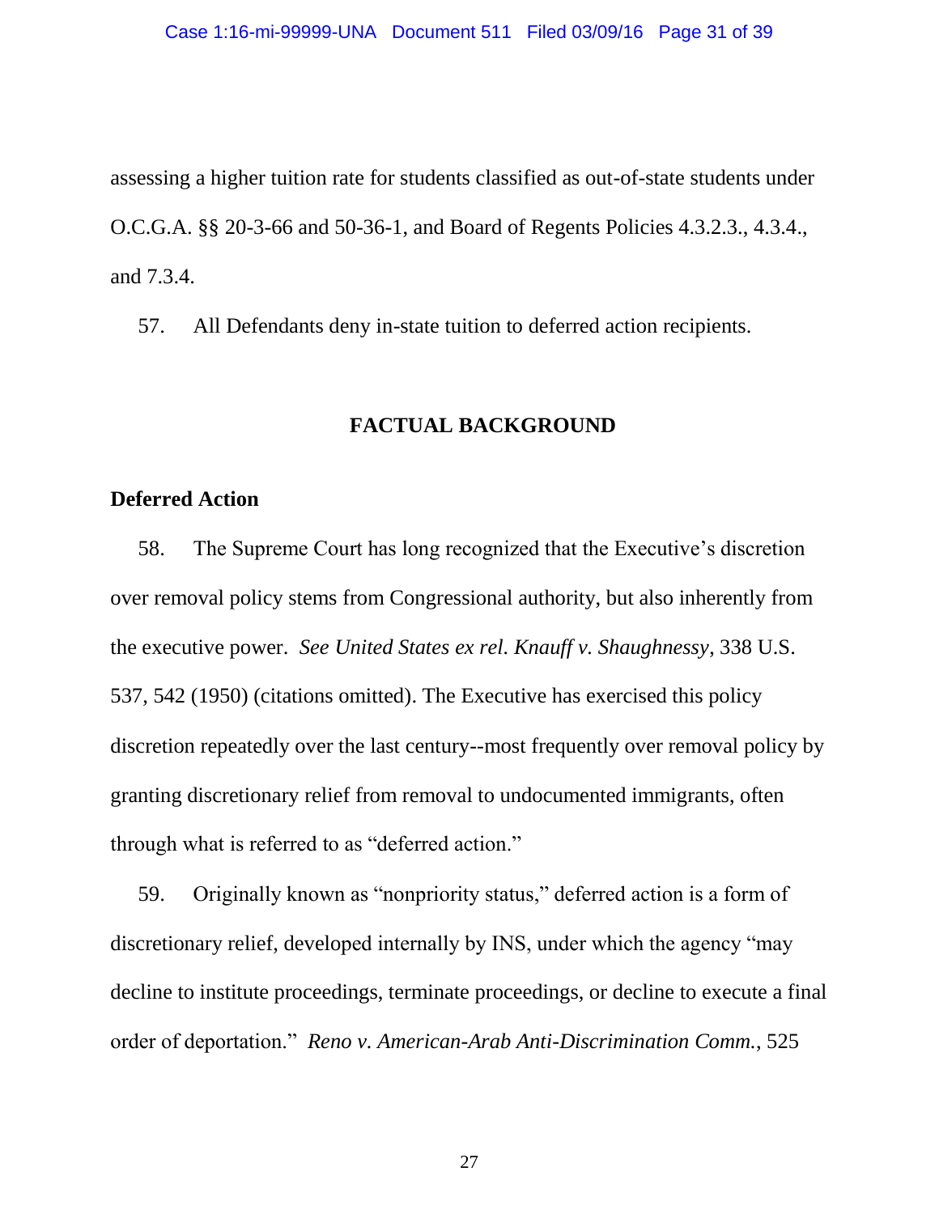assessing a higher tuition rate for students classified as out-of-state students under O.C.G.A. §§ 20-3-66 and 50-36-1, and Board of Regents Policies 4.3.2.3., 4.3.4., and 7.3.4.

57. All Defendants deny in-state tuition to deferred action recipients.

## FACTUAL BACKGROUND

### Deferred Action

58. The Supreme Court has long recognized that the Executive's discretion over removal policy stems from Congressional authority, but also inherently from the executive power. *See United States ex rel. Knauff v. Shaughnessy*, 338 U.S. 537, 542 (1950) (citations omitted). The Executive has exercised this policy discretion repeatedly over the last century--most frequently over removal policy by granting discretionary relief from removal to undocumented immigrants, often through what is referred to as "deferred action."

59. Originally known as "nonpriority status," deferred action is a form of discretionary relief, developed internally by INS, under which the agency "may decline to institute proceedings, terminate proceedings, or decline to execute a final order of deportation." *Reno v. American-Arab Anti-Discrimination Comm.*, 525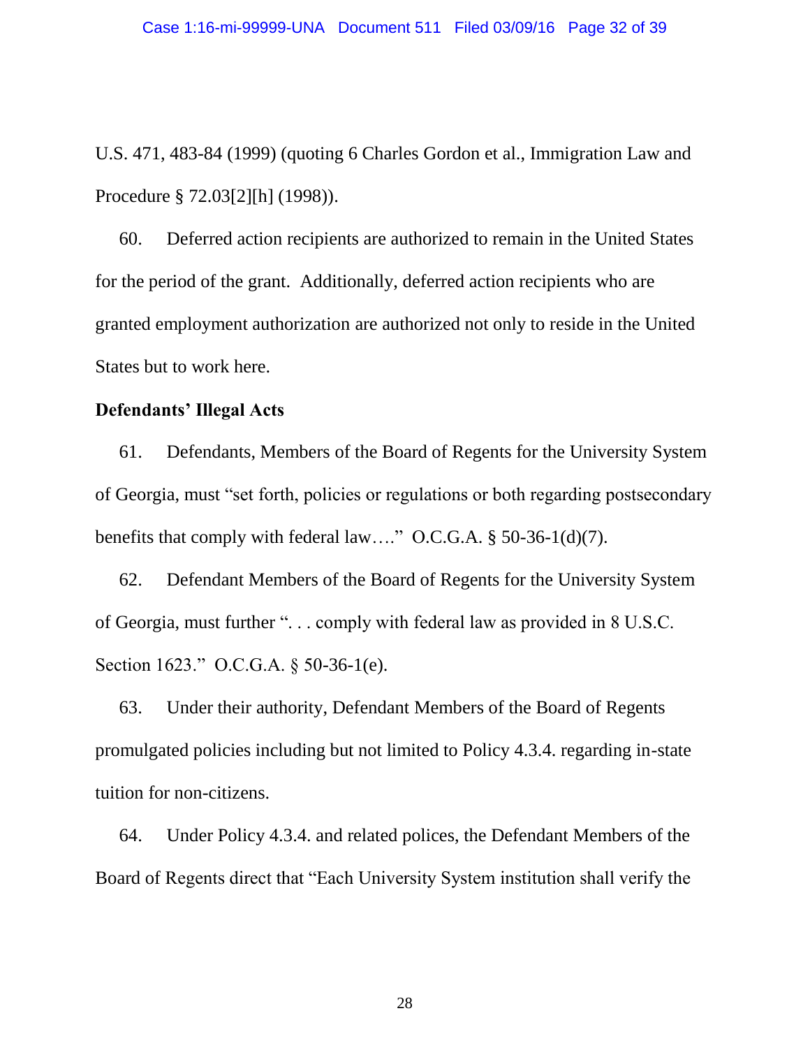U.S. 471, 483-84 (1999) (quoting 6 Charles Gordon et al., Immigration Law and Procedure § 72.03[2][h] (1998)).

60. Deferred action recipients are authorized to remain in the United States for the period of the grant. Additionally, deferred action recipients who are granted employment authorization are authorized not only to reside in the United States but to work here.

**Defendants' Illegal Acts**

61. Defendants, Members of the Board of Regents for the University System of Georgia, must "set forth, policies or regulations or both regarding postsecondary benefits that comply with federal law…." O.C.G.A. § 50-36-1(d)(7).

62. Defendant Members of the Board of Regents for the University System of Georgia, must further ". . . comply with federal law as provided in 8 U.S.C. Section 1623." O.C.G.A. § 50-36-1(e).

63. Under their authority, Defendant Members of the Board of Regents promulgated policies including but not limited to Policy 4.3.4. regarding in-state tuition for non-citizens.

64. Under Policy 4.3.4. and related polices, the Defendant Members of the Board of Regents direct that "Each University System institution shall verify the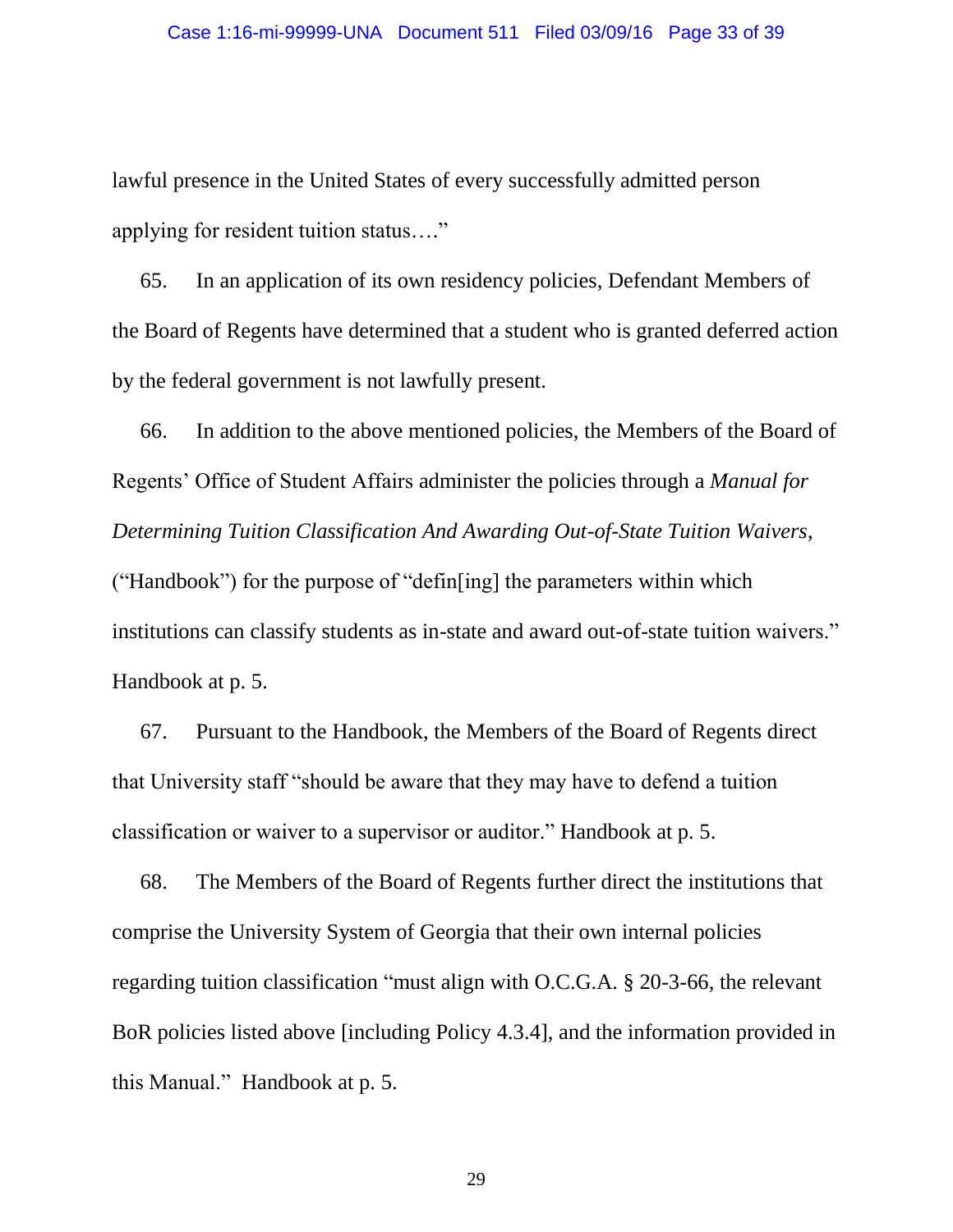lawful presence in the United States of every successfully admitted person applying for resident tuition status…."

65. In an application of its own residency policies, Defendant Members of the Board of Regents have determined that a student who is granted deferred action by the federal government is not lawfully present.

66. In addition to the above mentioned policies, the Members of the Board of Regents' Office of Student Affairs administer the policies through a *Manual for Determining Tuition Classification And Awarding Out-of-State Tuition Waivers*, ("Handbook") for the purpose of "defin[ing] the parameters within which institutions can classify students as in-state and award out-of-state tuition waivers." Handbook at p. 5.

67. Pursuant to the Handbook, the Members of the Board of Regents direct that University staff "should be aware that they may have to defend a tuition classification or waiver to a supervisor or auditor." Handbook at p. 5.

68. The Members of the Board of Regents further direct the institutions that comprise the University System of Georgia that their own internal policies regarding tuition classification "must align with O.C.G.A. § 20-3-66, the relevant BoR policies listed above [including Policy 4.3.4], and the information provided in this Manual." Handbook at p. 5.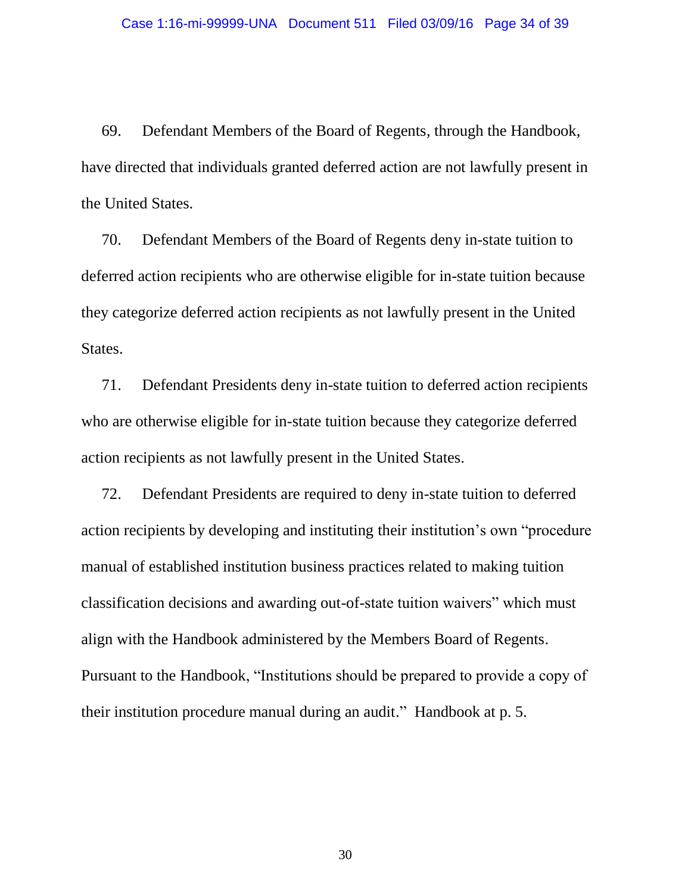69. Defendant Members of the Board of Regents, through the Handbook, have directed that individuals granted deferred action are not lawfully present in the United States.

70. Defendant Members of the Board of Regents deny in-state tuition to deferred action recipients who are otherwise eligible for in-state tuition because they categorize deferred action recipients as not lawfully present in the United States.

71. Defendant Presidents deny in-state tuition to deferred action recipients who are otherwise eligible for in-state tuition because they categorize deferred action recipients as not lawfully present in the United States.

72. Defendant Presidents are required to deny in-state tuition to deferred action recipients by developing and instituting their institution's own "procedure manual of established institution business practices related to making tuition classification decisions and awarding out-of-state tuition waivers" which must align with the Handbook administered by the Members Board of Regents. Pursuant to the Handbook, "Institutions should be prepared to provide a copy of their institution procedure manual during an audit." Handbook at p. 5.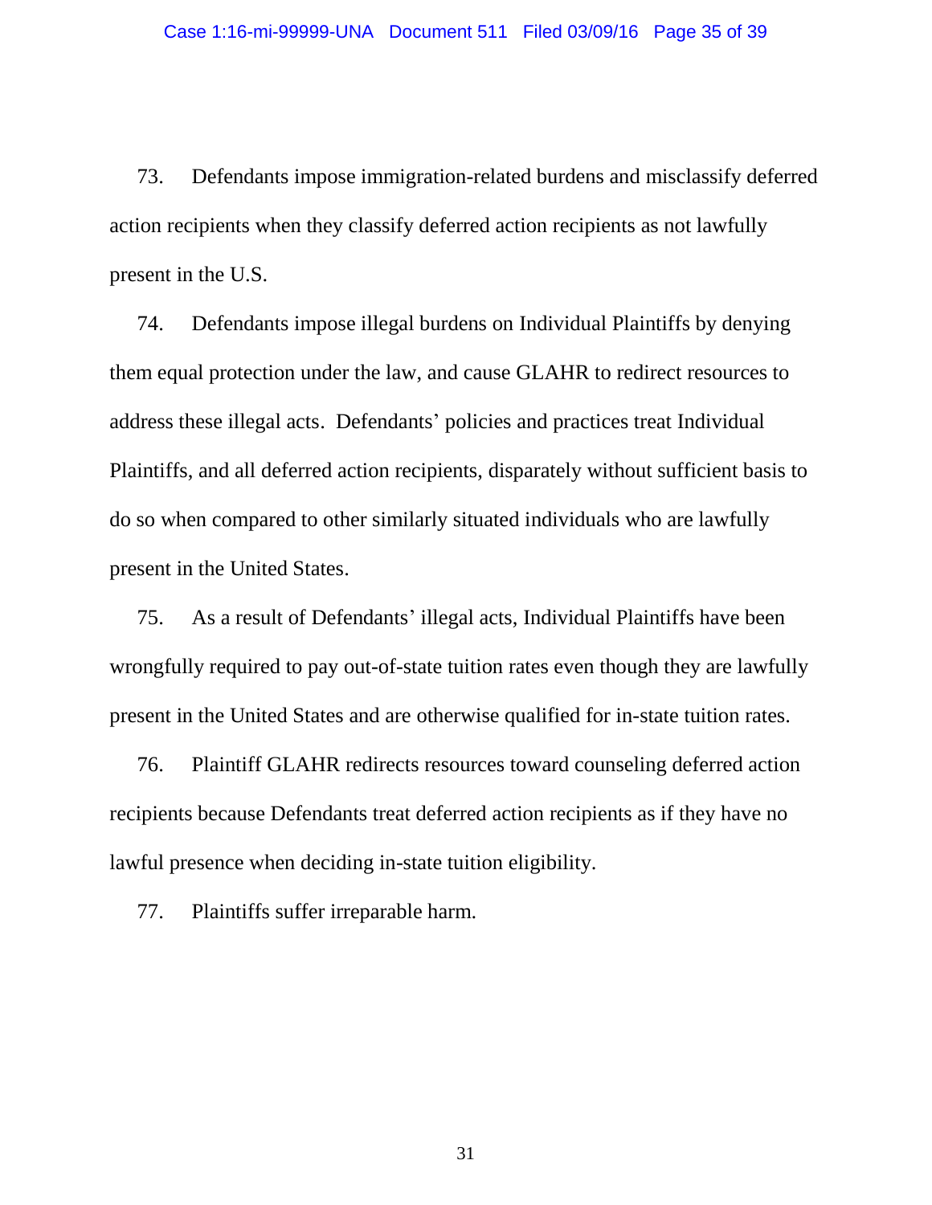73. Defendants impose immigration-related burdens and misclassify deferred action recipients when they classify deferred action recipients as not lawfully present in the U.S.

74. Defendants impose illegal burdens on Individual Plaintiffs by denying them equal protection under the law, and cause GLAHR to redirect resources to address these illegal acts. Defendants' policies and practices treat Individual Plaintiffs, and all deferred action recipients, disparately without sufficient basis to do so when compared to other similarly situated individuals who are lawfully present in the United States.

75. As a result of Defendants' illegal acts, Individual Plaintiffs have been wrongfully required to pay out-of-state tuition rates even though they are lawfully present in the United States and are otherwise qualified for in-state tuition rates.

76. Plaintiff GLAHR redirects resources toward counseling deferred action recipients because Defendants treat deferred action recipients as if they have no lawful presence when deciding in-state tuition eligibility.

77. Plaintiffs suffer irreparable harm.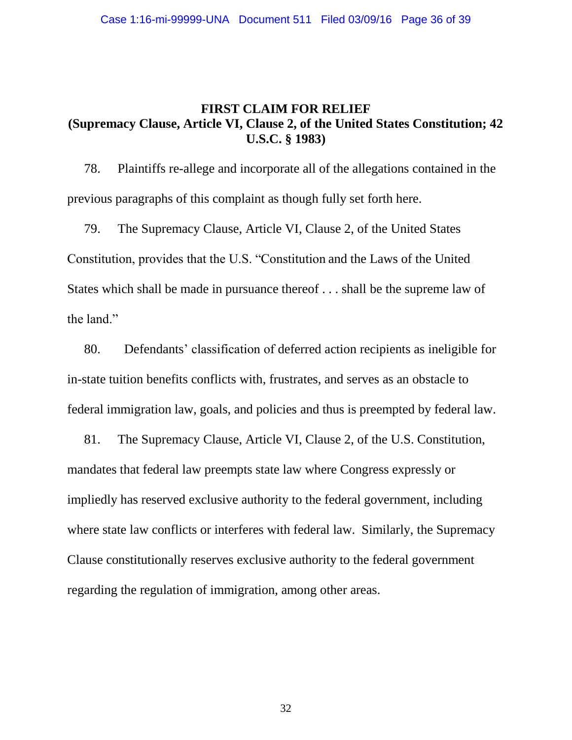## FIRST CLAIM FOR RELIEF
## (Supremacy Clause, Article VI, Clause 2, of the United States Constitution; 42 U.S.C. § 1983)

78. Plaintiffs re-allege and incorporate all of the allegations contained in the previous paragraphs of this complaint as though fully set forth here.

79. The Supremacy Clause, Article VI, Clause 2, of the United States Constitution, provides that the U.S. "Constitution and the Laws of the United States which shall be made in pursuance thereof . . . shall be the supreme law of the land."

80. Defendants' classification of deferred action recipients as ineligible for in-state tuition benefits conflicts with, frustrates, and serves as an obstacle to federal immigration law, goals, and policies and thus is preempted by federal law.

81. The Supremacy Clause, Article VI, Clause 2, of the U.S. Constitution, mandates that federal law preempts state law where Congress expressly or impliedly has reserved exclusive authority to the federal government, including where state law conflicts or interferes with federal law. Similarly, the Supremacy Clause constitutionally reserves exclusive authority to the federal government regarding the regulation of immigration, among other areas.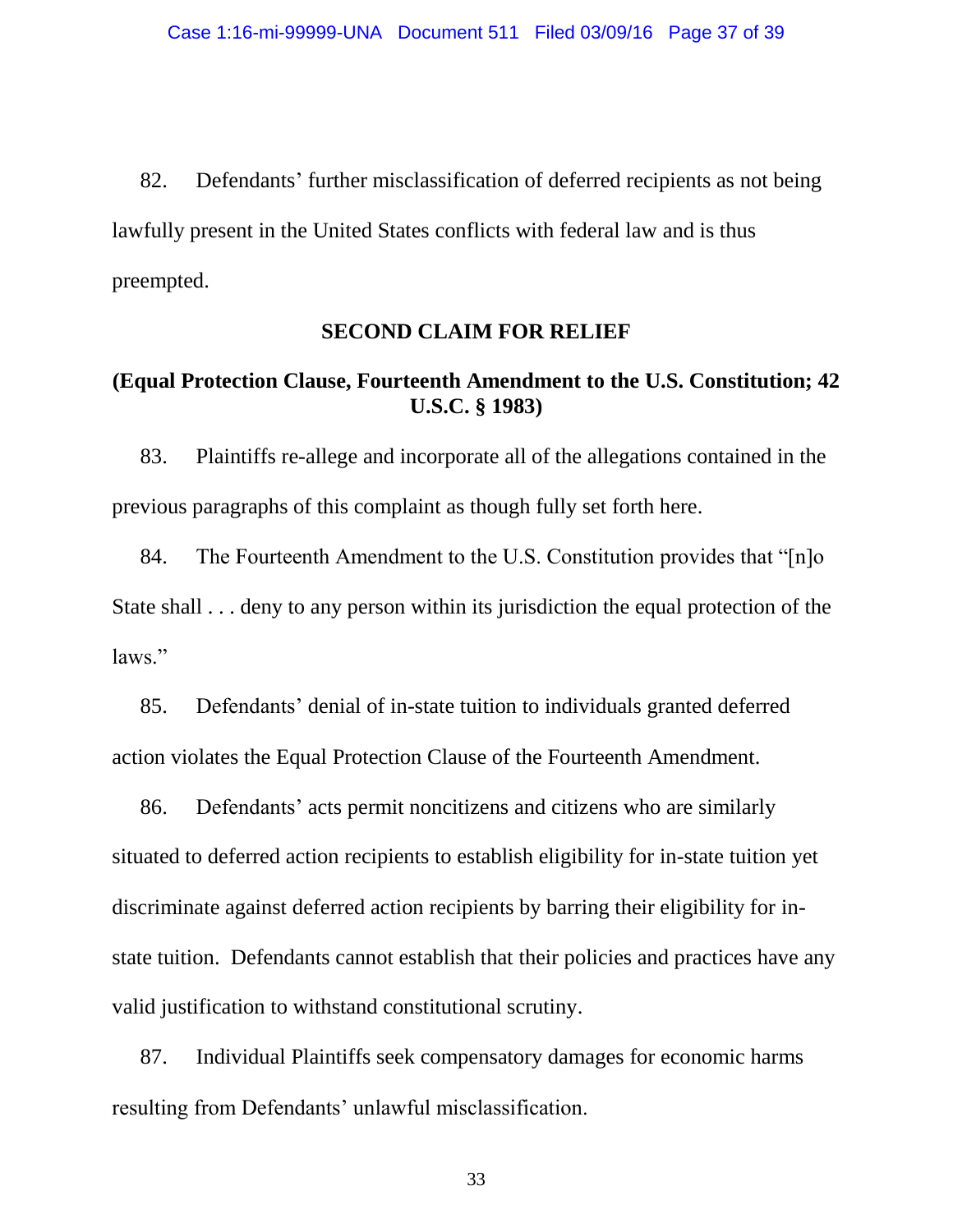82. Defendants' further misclassification of deferred recipients as not being lawfully present in the United States conflicts with federal law and is thus preempted.

**SECOND CLAIM FOR RELIEF**

**(Equal Protection Clause, Fourteenth Amendment to the U.S. Constitution; 42 U.S.C. § 1983)**

83. Plaintiffs re-allege and incorporate all of the allegations contained in the previous paragraphs of this complaint as though fully set forth here.

84. The Fourteenth Amendment to the U.S. Constitution provides that "[n]o State shall . . . deny to any person within its jurisdiction the equal protection of the laws."

85. Defendants' denial of in-state tuition to individuals granted deferred action violates the Equal Protection Clause of the Fourteenth Amendment.

86. Defendants' acts permit noncitizens and citizens who are similarly situated to deferred action recipients to establish eligibility for in-state tuition yet discriminate against deferred action recipients by barring their eligibility for in-state tuition. Defendants cannot establish that their policies and practices have any valid justification to withstand constitutional scrutiny.

87. Individual Plaintiffs seek compensatory damages for economic harms resulting from Defendants' unlawful misclassification.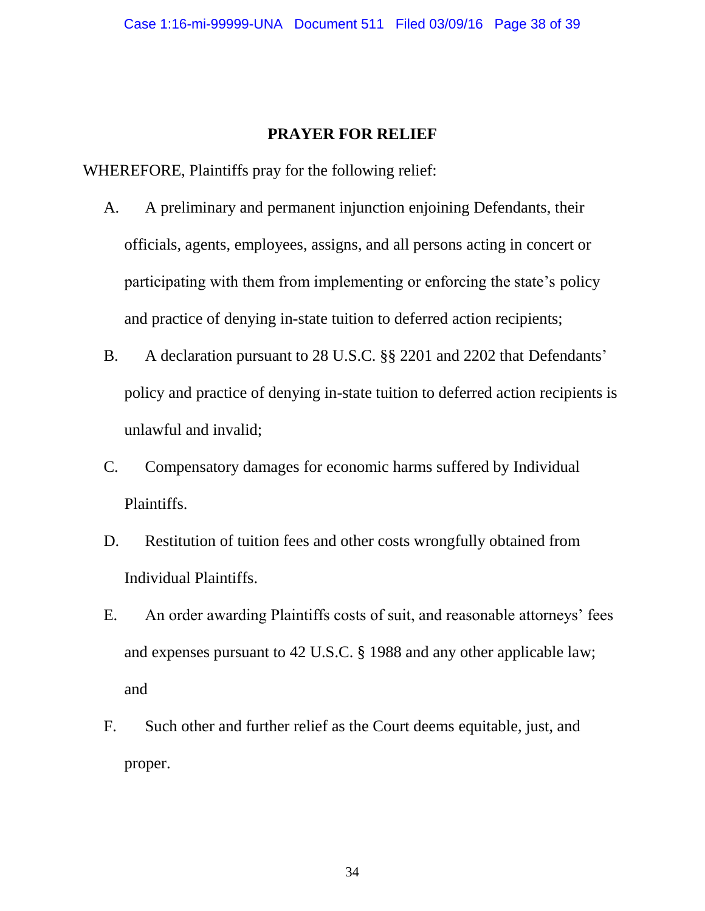## PRAYER FOR RELIEF

WHEREFORE, Plaintiffs pray for the following relief:

A. A preliminary and permanent injunction enjoining Defendants, their officials, agents, employees, assigns, and all persons acting in concert or participating with them from implementing or enforcing the state's policy and practice of denying in-state tuition to deferred action recipients;

B. A declaration pursuant to 28 U.S.C. §§ 2201 and 2202 that Defendants' policy and practice of denying in-state tuition to deferred action recipients is unlawful and invalid;

C. Compensatory damages for economic harms suffered by Individual Plaintiffs.

D. Restitution of tuition fees and other costs wrongfully obtained from Individual Plaintiffs.

E. An order awarding Plaintiffs costs of suit, and reasonable attorneys' fees and expenses pursuant to 42 U.S.C. § 1988 and any other applicable law; and

F. Such other and further relief as the Court deems equitable, just, and proper.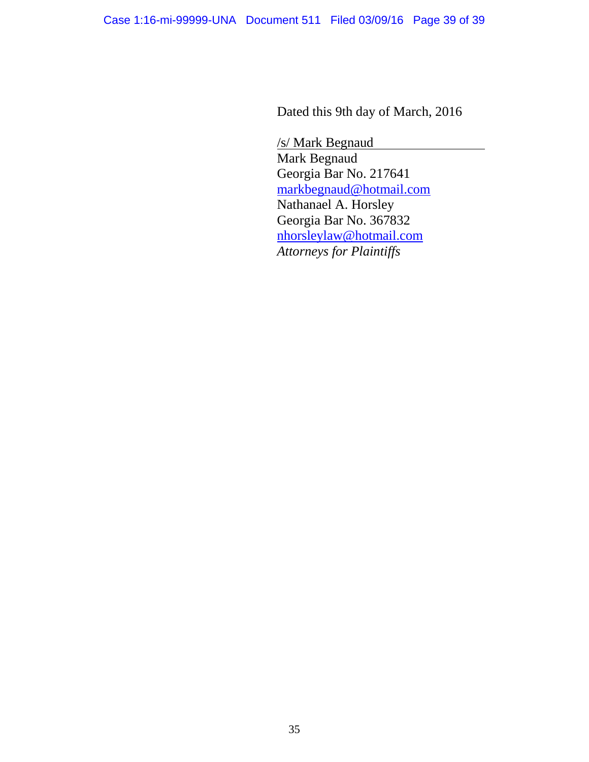Dated this 9th day of March, 2016

/s/ Mark Begnaud

Mark Begnaud
Georgia Bar No. 217641
markbegnaud@hotmail.com
Nathanael A. Horsley
Georgia Bar No. 367832
nhorsleylaw@hotmail.com
*Attorneys for Plaintiffs*